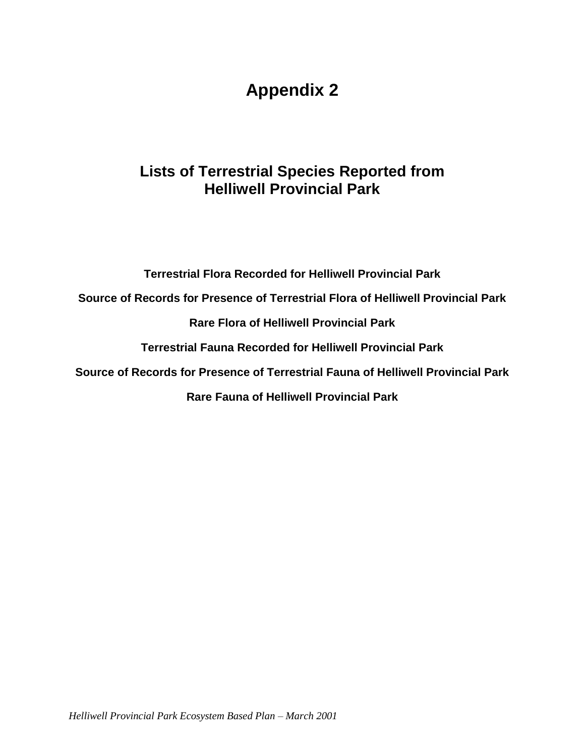# Appendix 2

## Lists of Terrestrial Species Reported from Helliwell Provincial Park

**Terrestrial Flora Recorded for Helliwell Provincial Park**

**Source of Records for Presence of Terrestrial Flora of Helliwell Provincial Park**

**Rare Flora of Helliwell Provincial Park**

**Terrestrial Fauna Recorded for Helliwell Provincial Park**

**Source of Records for Presence of Terrestrial Fauna of Helliwell Provincial Park**

**Rare Fauna of Helliwell Provincial Park**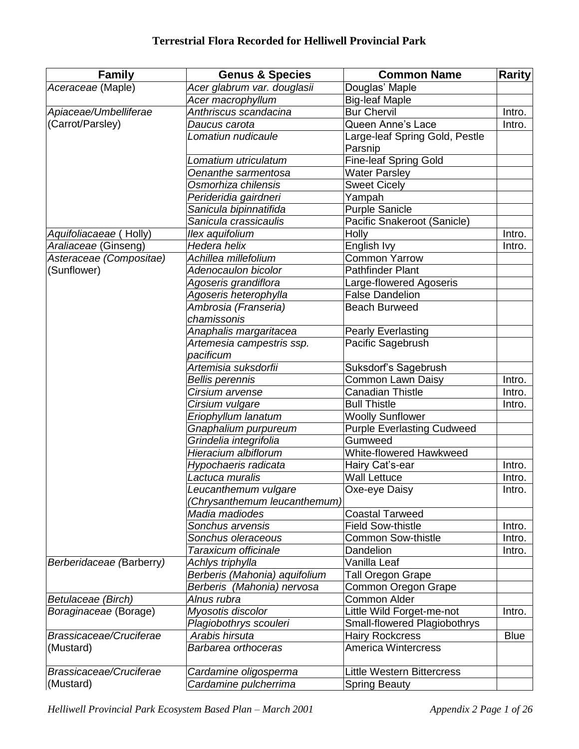**Terrestrial Flora Recorded for Helliwell Provincial Park**

| Family | Genus & Species | Common Name | Rarity |
|---|---|---|---|
| *Aceraceae* (Maple) | *Acer glabrum var. douglasii* | Douglas' Maple | |
| | *Acer macrophyllum* | Big-leaf Maple | |
| *Apiaceae/Umbelliferae* (Carrot/Parsley) | *Anthriscus scandacina* | Bur Chervil | Intro. |
| | *Daucus carota* | Queen Anne's Lace | Intro. |
| | *Lomatiun nudicaule* | Large-leaf Spring Gold, Pestle Parsnip | |
| | *Lomatium utriculatum* | Fine-leaf Spring Gold | |
| | *Oenanthe sarmentosa* | Water Parsley | |
| | *Osmorhiza chilensis* | Sweet Cicely | |
| | *Perideridia gairdneri* | Yampah | |
| | *Sanicula bipinnatifida* | Purple Sanicle | |
| | *Sanicula crassicaulis* | Pacific Snakeroot (Sanicle) | |
| *Aquifoliacaeae* ( Holly) | *Ilex aquifolium* | Holly | Intro. |
| *Araliaceae* (Ginseng) | *Hedera helix* | English Ivy | Intro. |
| *Asteraceae (Compositae)* (Sunflower) | *Achillea millefolium* | Common Yarrow | |
| | *Adenocaulon bicolor* | Pathfinder Plant | |
| | *Agoseris grandiflora* | Large-flowered Agoseris | |
| | *Agoseris heterophylla* | False Dandelion | |
| | *Ambrosia (Franseria) chamissonis* | Beach Burweed | |
| | *Anaphalis margaritacea* | Pearly Everlasting | |
| | *Artemesia campestris ssp. pacificum* | Pacific Sagebrush | |
| | *Artemisia suksdorfii* | Suksdorf's Sagebrush | |
| | *Bellis perennis* | Common Lawn Daisy | Intro. |
| | *Cirsium arvense* | Canadian Thistle | Intro. |
| | *Cirsium vulgare* | Bull Thistle | Intro. |
| | *Eriophyllum lanatum* | Woolly Sunflower | |
| | *Gnaphalium purpureum* | Purple Everlasting Cudweed | |
| | *Grindelia integrifolia* | Gumweed | |
| | *Hieracium albiflorum* | White-flowered Hawkweed | |
| | *Hypochaeris radicata* | Hairy Cat's-ear | Intro. |
| | *Lactuca muralis* | Wall Lettuce | Intro. |
| | *Leucanthemum vulgare (Chrysanthemum leucanthemum)* | Oxe-eye Daisy | Intro. |
| | *Madia madiodes* | Coastal Tarweed | |
| | *Sonchus arvensis* | Field Sow-thistle | Intro. |
| | *Sonchus oleraceous* | Common Sow-thistle | Intro. |
| | *Taraxicum officinale* | Dandelion | Intro. |
| *Berberidaceae (*Barberry*)* | *Achlys triphylla* | Vanilla Leaf | |
| | *Berberis (Mahonia) aquifolium* | Tall Oregon Grape | |
| | *Berberis (Mahonia) nervosa* | Common Oregon Grape | |
| *Betulaceae (Birch)* | *Alnus rubra* | Common Alder | |
| *Boraginaceae* (Borage) | *Myosotis discolor* | Little Wild Forget-me-not | Intro. |
| | *Plagiobothrys scouleri* | Small-flowered Plagiobothrys | |
| *Brassicaceae/Cruciferae* (Mustard) | *Arabis hirsuta* | Hairy Rockcress | Blue |
| | *Barbarea orthoceras* | America Wintercress | |
| *Brassicaceae/Cruciferae* (Mustard) | *Cardamine oligosperma* | Little Western Bittercress | |
| | *Cardamine pulcherrima* | Spring Beauty | |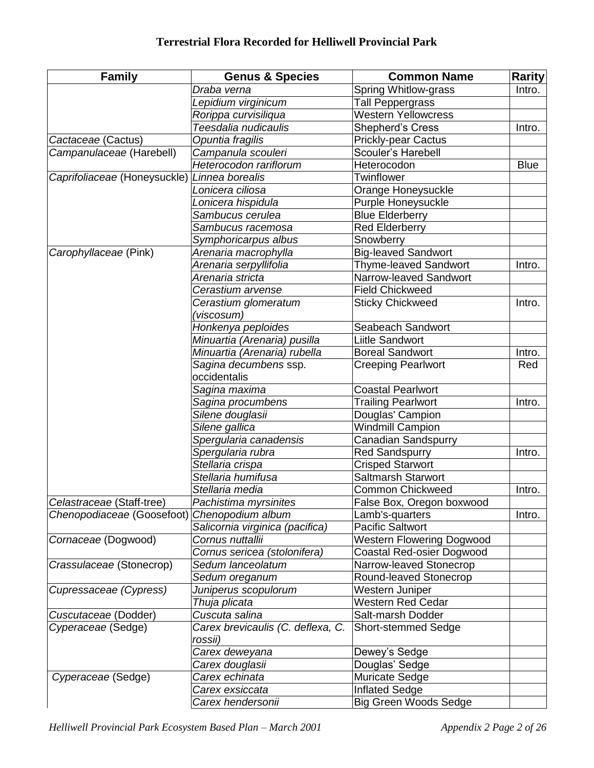**Terrestrial Flora Recorded for Helliwell Provincial Park**

| Family | Genus & Species | Common Name | Rarity |
|---|---|---|---|
| | *Draba verna* | Spring Whitlow-grass | Intro. |
| | *Lepidium virginicum* | Tall Peppergrass | |
| | *Rorippa curvisiliqua* | Western Yellowcress | |
| | *Teesdalia nudicaulis* | Shepherd's Cress | Intro. |
| *Cactaceae* (Cactus) | *Opuntia fragilis* | Prickly-pear Cactus | |
| *Campanulaceae* (Harebell) | *Campanula scouleri* | Scouler's Harebell | |
| | *Heterocodon rariflorum* | Heterocodon | Blue |
| *Caprifoliaceae* (Honeysuckle) | *Linnea borealis* | Twinflower | |
| | *Lonicera ciliosa* | Orange Honeysuckle | |
| | *Lonicera hispidula* | Purple Honeysuckle | |
| | *Sambucus cerulea* | Blue Elderberry | |
| | *Sambucus racemosa* | Red Elderberry | |
| | *Symphoricarpus albus* | Snowberry | |
| *Carophyllaceae* (Pink) | *Arenaria macrophylla* | Big-leaved Sandwort | |
| | *Arenaria serpyllifolia* | Thyme-leaved Sandwort | Intro. |
| | *Arenaria stricta* | Narrow-leaved Sandwort | |
| | *Cerastium arvense* | Field Chickweed | |
| | *Cerastium glomeratum (viscosum)* | Sticky Chickweed | Intro. |
| | *Honkenya peploides* | Seabeach Sandwort | |
| | *Minuartia (Arenaria) pusilla* | Liitle Sandwort | |
| | *Minuartia (Arenaria) rubella* | Boreal Sandwort | Intro. |
| | *Sagina decumbens* ssp. occidentalis | Creeping Pearlwort | Red |
| | *Sagina maxima* | Coastal Pearlwort | |
| | *Sagina procumbens* | Trailing Pearlwort | Intro. |
| | *Silene douglasii* | Douglas' Campion | |
| | *Silene gallica* | Windmill Campion | |
| | *Spergularia canadensis* | Canadian Sandspurry | |
| | *Spergularia rubra* | Red Sandspurry | Intro. |
| | *Stellaria crispa* | Crisped Starwort | |
| | *Stellaria humifusa* | Saltmarsh Starwort | |
| | *Stellaria media* | Common Chickweed | Intro. |
| *Celastraceae* (Staff-tree) | *Pachistima myrsinites* | False Box, Oregon boxwood | |
| *Chenopodiaceae* (Goosefoot) | *Chenopodium album* | Lamb's-quarters | Intro. |
| | *Salicornia virginica (pacifica)* | Pacific Saltwort | |
| *Cornaceae* (Dogwood) | *Cornus nuttallii* | Western Flowering Dogwood | |
| | *Cornus sericea (stolonifera)* | Coastal Red-osier Dogwood | |
| *Crassulaceae* (Stonecrop) | *Sedum lanceolatum* | Narrow-leaved Stonecrop | |
| | *Sedum oreganum* | Round-leaved Stonecrop | |
| *Cupressaceae (Cypress)* | *Juniperus scopulorum* | Western Juniper | |
| | *Thuja plicata* | Western Red Cedar | |
| *Cuscutaceae* (Dodder) | *Cuscuta salina* | Salt-marsh Dodder | |
| *Cyperaceae* (Sedge) | *Carex brevicaulis (C. deflexa, C. rossii)* | Short-stemmed Sedge | |
| | *Carex deweyana* | Dewey's Sedge | |
| | *Carex douglasii* | Douglas' Sedge | |
| *Cyperaceae* (Sedge) | *Carex echinata* | Muricate Sedge | |
| | *Carex exsiccata* | Inflated Sedge | |
| | *Carex hendersonii* | Big Green Woods Sedge | |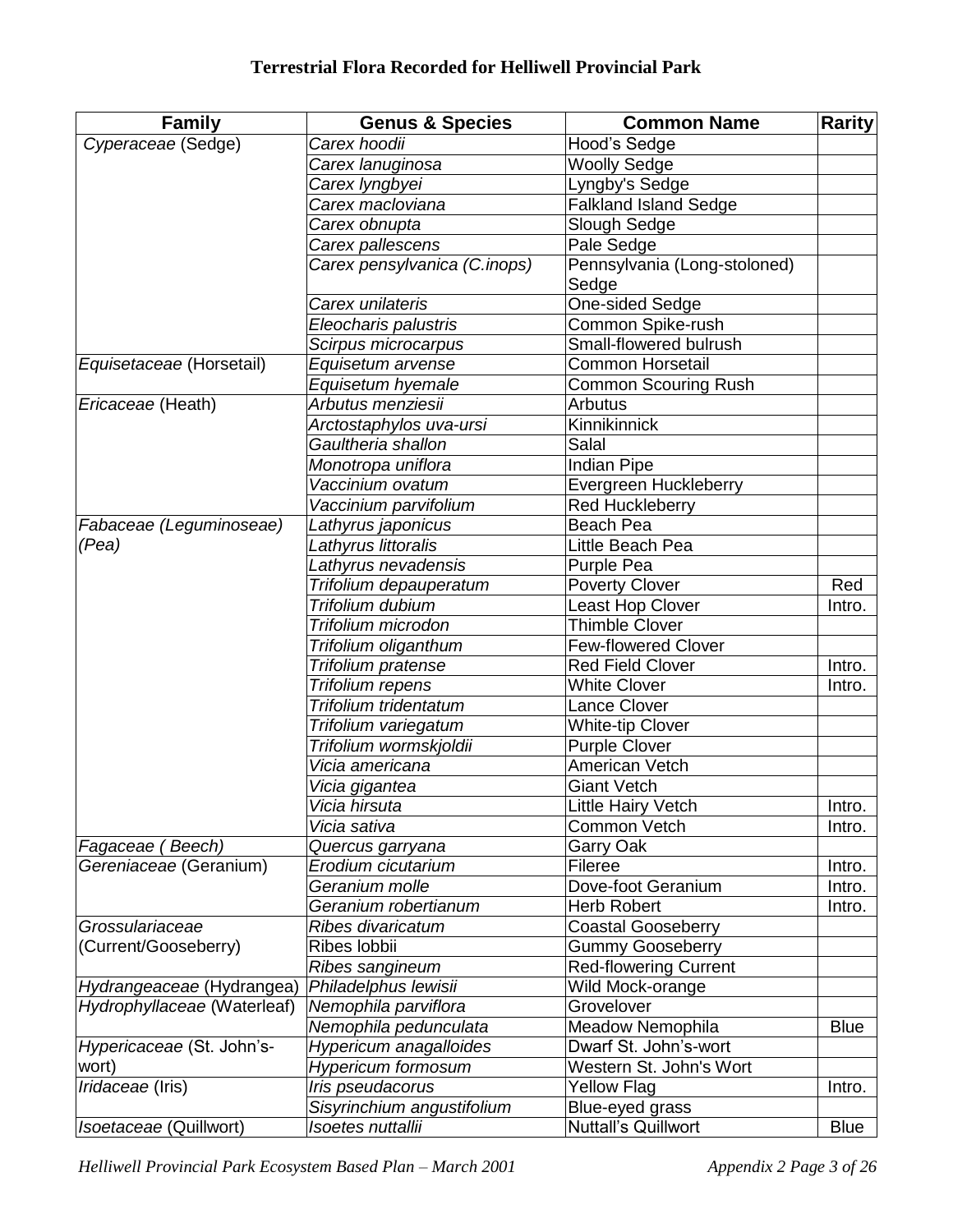## Terrestrial Flora Recorded for Helliwell Provincial Park

| Family | Genus & Species | Common Name | Rarity |
|---|---|---|---|
| *Cyperaceae* (Sedge) | *Carex hoodii* | Hood's Sedge | |
| | *Carex lanuginosa* | Woolly Sedge | |
| | *Carex lyngbyei* | Lyngby's Sedge | |
| | *Carex macloviana* | Falkland Island Sedge | |
| | *Carex obnupta* | Slough Sedge | |
| | *Carex pallescens* | Pale Sedge | |
| | *Carex pensylvanica (C.inops)* | Pennsylvania (Long-stoloned) Sedge | |
| | *Carex unilateris* | One-sided Sedge | |
| | *Eleocharis palustris* | Common Spike-rush | |
| | *Scirpus microcarpus* | Small-flowered bulrush | |
| *Equisetaceae* (Horsetail) | *Equisetum arvense* | Common Horsetail | |
| | *Equisetum hyemale* | Common Scouring Rush | |
| *Ericaceae* (Heath) | *Arbutus menziesii* | Arbutus | |
| | *Arctostaphylos uva-ursi* | Kinnikinnick | |
| | *Gaultheria shallon* | Salal | |
| | *Monotropa uniflora* | Indian Pipe | |
| | *Vaccinium ovatum* | Evergreen Huckleberry | |
| | *Vaccinium parvifolium* | Red Huckleberry | |
| *Fabaceae (Leguminoseae) (Pea)* | *Lathyrus japonicus* | Beach Pea | |
| | *Lathyrus littoralis* | Little Beach Pea | |
| | *Lathyrus nevadensis* | Purple Pea | |
| | *Trifolium depauperatum* | Poverty Clover | Red |
| | *Trifolium dubium* | Least Hop Clover | Intro. |
| | *Trifolium microdon* | Thimble Clover | |
| | *Trifolium oliganthum* | Few-flowered Clover | |
| | *Trifolium pratense* | Red Field Clover | Intro. |
| | *Trifolium repens* | White Clover | Intro. |
| | *Trifolium tridentatum* | Lance Clover | |
| | *Trifolium variegatum* | White-tip Clover | |
| | *Trifolium wormskjoldii* | Purple Clover | |
| | *Vicia americana* | American Vetch | |
| | *Vicia gigantea* | Giant Vetch | |
| | *Vicia hirsuta* | Little Hairy Vetch | Intro. |
| | *Vicia sativa* | Common Vetch | Intro. |
| *Fagaceae ( Beech)* | *Quercus garryana* | Garry Oak | |
| *Gereniaceae* (Geranium) | *Erodium cicutarium* | Fileree | Intro. |
| | *Geranium molle* | Dove-foot Geranium | Intro. |
| | *Geranium robertianum* | Herb Robert | Intro. |
| *Grossulariaceae* (Current/Gooseberry) | *Ribes divaricatum* | Coastal Gooseberry | |
| | Ribes lobbii | Gummy Gooseberry | |
| | *Ribes sangineum* | Red-flowering Current | |
| *Hydrangeaceae* (Hydrangea) | *Philadelphus lewisii* | Wild Mock-orange | |
| *Hydrophyllaceae* (Waterleaf) | *Nemophila parviflora* | Grovelover | |
| | *Nemophila pedunculata* | Meadow Nemophila | Blue |
| *Hypericaceae* (St. John's-wort) | *Hypericum anagalloides* | Dwarf St. John's-wort | |
| | *Hypericum formosum* | Western St. John's Wort | |
| *Iridaceae* (Iris) | *Iris pseudacorus* | Yellow Flag | Intro. |
| | *Sisyrinchium angustifolium* | Blue-eyed grass | |
| *Isoetaceae* (Quillwort) | *Isoetes nuttallii* | Nuttall's Quillwort | Blue |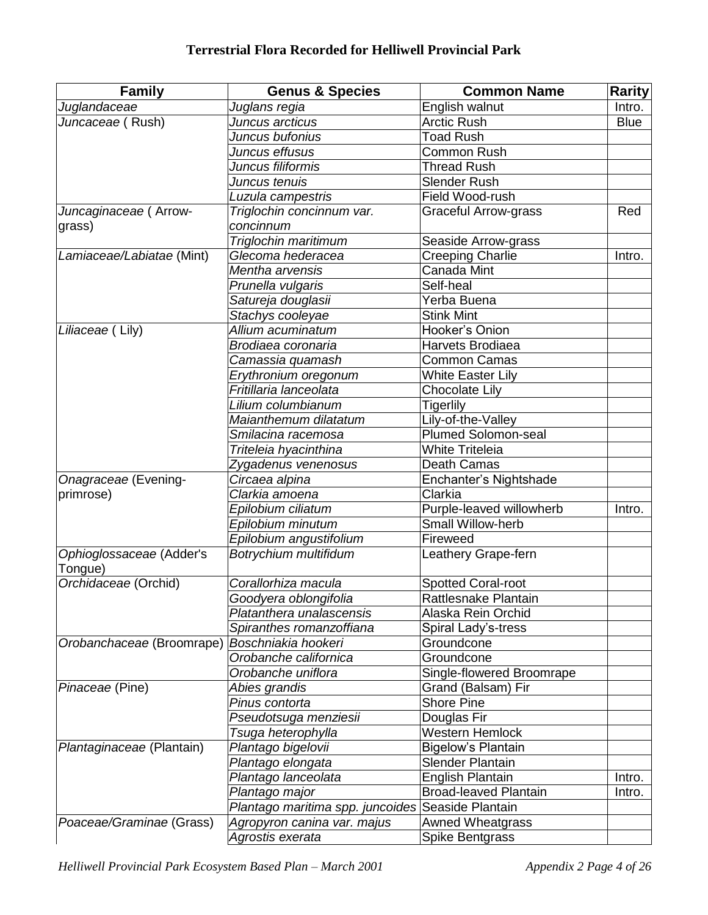**Terrestrial Flora Recorded for Helliwell Provincial Park**

| Family | Genus & Species | Common Name | Rarity |
|---|---|---|---|
| *Juglandaceae* | *Juglans regia* | English walnut | Intro. |
| *Juncaceae* ( Rush) | *Juncus arcticus* | Arctic Rush | Blue |
| | *Juncus bufonius* | Toad Rush | |
| | *Juncus effusus* | Common Rush | |
| | *Juncus filiformis* | Thread Rush | |
| | *Juncus tenuis* | Slender Rush | |
| | *Luzula campestris* | Field Wood-rush | |
| *Juncaginaceae* ( Arrow-grass) | *Triglochin concinnum var. concinnum* | Graceful Arrow-grass | Red |
| | *Triglochin maritimum* | Seaside Arrow-grass | |
| *Lamiaceae/Labiatae* (Mint) | *Glecoma hederacea* | Creeping Charlie | Intro. |
| | *Mentha arvensis* | Canada Mint | |
| | *Prunella vulgaris* | Self-heal | |
| | *Satureja douglasii* | Yerba Buena | |
| | *Stachys cooleyae* | Stink Mint | |
| *Liliaceae* ( Lily) | *Allium acuminatum* | Hooker's Onion | |
| | *Brodiaea coronaria* | Harvets Brodiaea | |
| | *Camassia quamash* | Common Camas | |
| | *Erythronium oregonum* | White Easter Lily | |
| | *Fritillaria lanceolata* | Chocolate Lily | |
| | *Lilium columbianum* | Tigerlily | |
| | *Maianthemum dilatatum* | Lily-of-the-Valley | |
| | *Smilacina racemosa* | Plumed Solomon-seal | |
| | *Triteleia hyacinthina* | White Triteleia | |
| | *Zygadenus venenosus* | Death Camas | |
| *Onagraceae* (Evening-primrose) | *Circaea alpina* | Enchanter's Nightshade | |
| | *Clarkia amoena* | Clarkia | |
| | *Epilobium ciliatum* | Purple-leaved willowherb | Intro. |
| | *Epilobium minutum* | Small Willow-herb | |
| | *Epilobium angustifolium* | Fireweed | |
| *Ophioglossaceae* (Adder's Tongue) | *Botrychium multifidum* | Leathery Grape-fern | |
| *Orchidaceae* (Orchid) | *Corallorhiza macula* | Spotted Coral-root | |
| | *Goodyera oblongifolia* | Rattlesnake Plantain | |
| | *Platanthera unalascensis* | Alaska Rein Orchid | |
| | *Spiranthes romanzoffiana* | Spiral Lady's-tress | |
| *Orobanchaceae* (Broomrape) | *Boschniakia hookeri* | Groundcone | |
| | *Orobanche californica* | Groundcone | |
| | *Orobanche uniflora* | Single-flowered Broomrape | |
| *Pinaceae* (Pine) | *Abies grandis* | Grand (Balsam) Fir | |
| | *Pinus contorta* | Shore Pine | |
| | *Pseudotsuga menziesii* | Douglas Fir | |
| | *Tsuga heterophylla* | Western Hemlock | |
| *Plantaginaceae* (Plantain) | *Plantago bigelovii* | Bigelow's Plantain | |
| | *Plantago elongata* | Slender Plantain | |
| | *Plantago lanceolata* | English Plantain | Intro. |
| | *Plantago major* | Broad-leaved Plantain | Intro. |
| | *Plantago maritima spp. juncoides* | Seaside Plantain | |
| *Poaceae/Graminae* (Grass) | *Agropyron canina var. majus* | Awned Wheatgrass | |
| | *Agrostis exerata* | Spike Bentgrass | |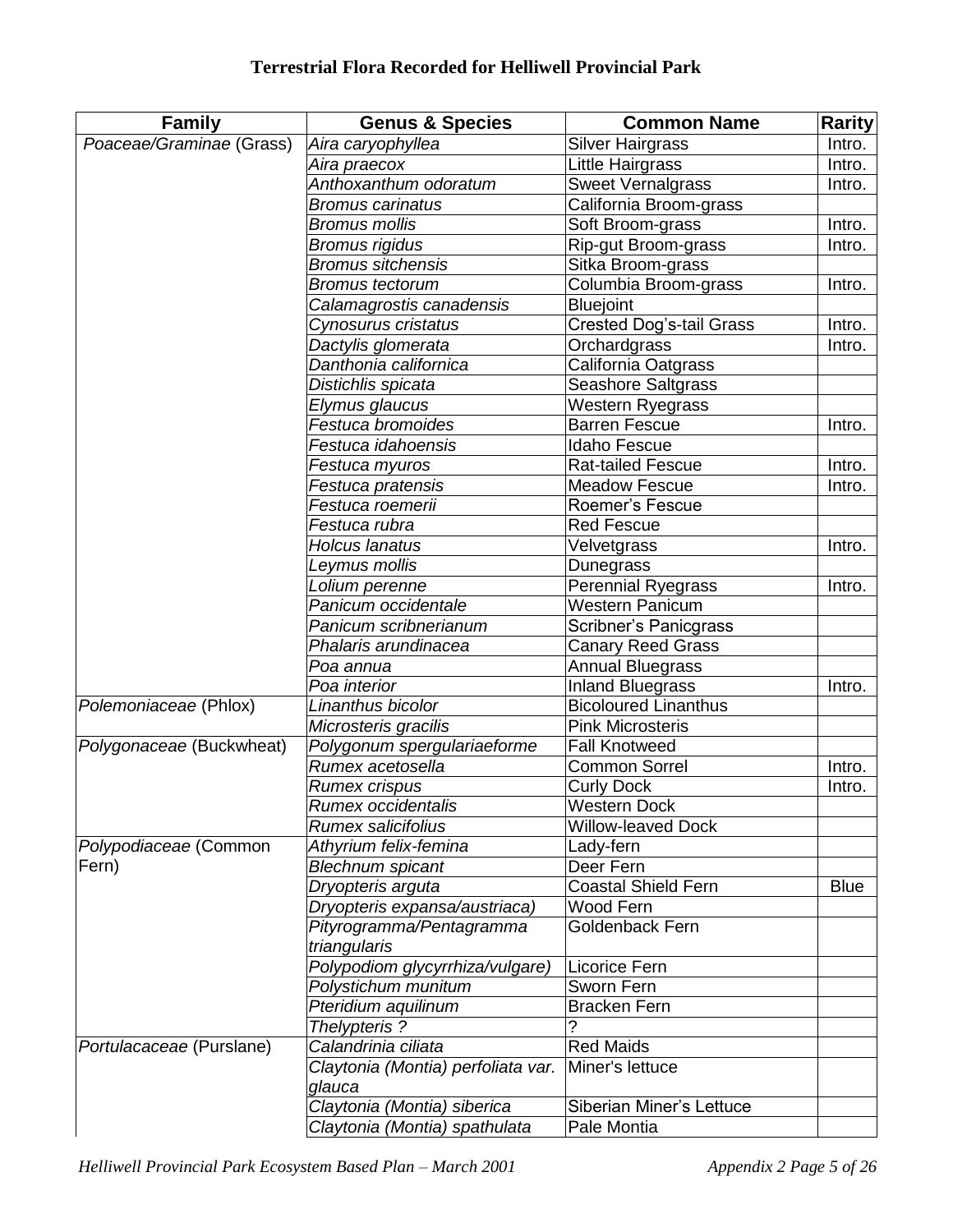# Terrestrial Flora Recorded for Helliwell Provincial Park

| Family | Genus & Species | Common Name | Rarity |
|---|---|---|---|
| *Poaceae/Graminae* (Grass) | *Aira caryophyllea* | Silver Hairgrass | Intro. |
| | *Aira praecox* | Little Hairgrass | Intro. |
| | *Anthoxanthum odoratum* | Sweet Vernalgrass | Intro. |
| | *Bromus carinatus* | California Broom-grass | |
| | *Bromus mollis* | Soft Broom-grass | Intro. |
| | *Bromus rigidus* | Rip-gut Broom-grass | Intro. |
| | *Bromus sitchensis* | Sitka Broom-grass | |
| | *Bromus tectorum* | Columbia Broom-grass | Intro. |
| | *Calamagrostis canadensis* | Bluejoint | |
| | *Cynosurus cristatus* | Crested Dog's-tail Grass | Intro. |
| | *Dactylis glomerata* | Orchardgrass | Intro. |
| | *Danthonia californica* | California Oatgrass | |
| | *Distichlis spicata* | Seashore Saltgrass | |
| | *Elymus glaucus* | Western Ryegrass | |
| | *Festuca bromoides* | Barren Fescue | Intro. |
| | *Festuca idahoensis* | Idaho Fescue | |
| | *Festuca myuros* | Rat-tailed Fescue | Intro. |
| | *Festuca pratensis* | Meadow Fescue | Intro. |
| | *Festuca roemerii* | Roemer's Fescue | |
| | *Festuca rubra* | Red Fescue | |
| | *Holcus lanatus* | Velvetgrass | Intro. |
| | *Leymus mollis* | Dunegrass | |
| | *Lolium perenne* | Perennial Ryegrass | Intro. |
| | *Panicum occidentale* | Western Panicum | |
| | *Panicum scribnerianum* | Scribner's Panicgrass | |
| | *Phalaris arundinacea* | Canary Reed Grass | |
| | *Poa annua* | Annual Bluegrass | |
| | *Poa interior* | Inland Bluegrass | Intro. |
| *Polemoniaceae* (Phlox) | *Linanthus bicolor* | Bicoloured Linanthus | |
| | *Microsteris gracilis* | Pink Microsteris | |
| *Polygonaceae* (Buckwheat) | *Polygonum spergulariaeforme* | Fall Knotweed | |
| | *Rumex acetosella* | Common Sorrel | Intro. |
| | *Rumex crispus* | Curly Dock | Intro. |
| | *Rumex occidentalis* | Western Dock | |
| | *Rumex salicifolius* | Willow-leaved Dock | |
| *Polypodiaceae* (Common Fern) | *Athyrium felix-femina* | Lady-fern | |
| | *Blechnum spicant* | Deer Fern | |
| | *Dryopteris arguta* | Coastal Shield Fern | Blue |
| | *Dryopteris expansa/austriaca)* | Wood Fern | |
| | *Pityrogramma/Pentagramma triangularis* | Goldenback Fern | |
| | *Polypodiom glycyrrhiza/vulgare)* | Licorice Fern | |
| | *Polystichum munitum* | Sworn Fern | |
| | *Pteridium aquilinum* | Bracken Fern | |
| | *Thelypteris ?* | ? | |
| *Portulacaceae* (Purslane) | *Calandrinia ciliata* | Red Maids | |
| | *Claytonia (Montia) perfoliata var. glauca* | Miner's lettuce | |
| | *Claytonia (Montia) siberica* | Siberian Miner's Lettuce | |
| | *Claytonia (Montia) spathulata* | Pale Montia | |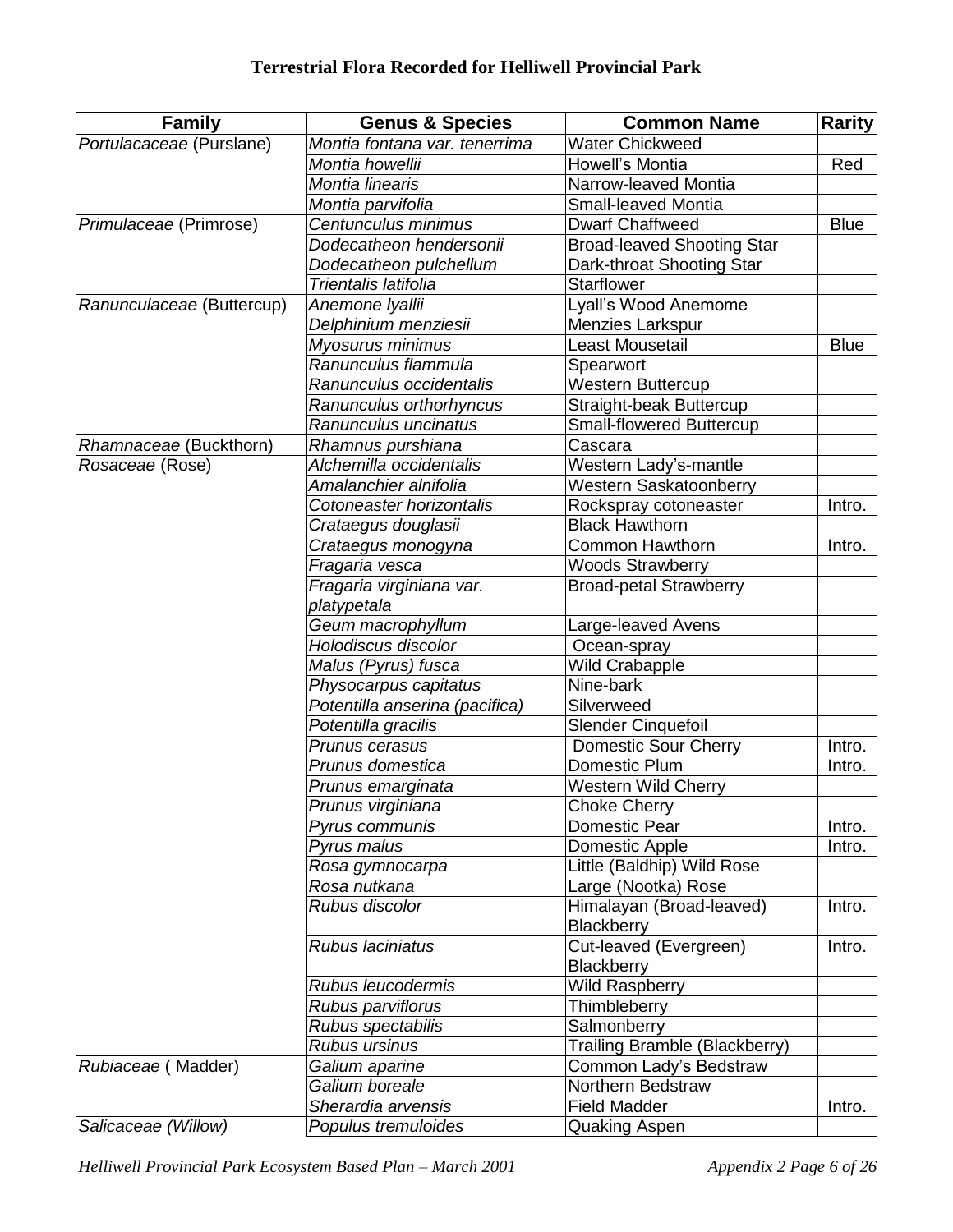## Terrestrial Flora Recorded for Helliwell Provincial Park

| Family | Genus & Species | Common Name | Rarity |
|---|---|---|---|
| *Portulacaceae* (Purslane) | *Montia fontana var. tenerrima* | Water Chickweed | |
| | *Montia howellii* | Howell's Montia | Red |
| | *Montia linearis* | Narrow-leaved Montia | |
| | *Montia parvifolia* | Small-leaved Montia | |
| *Primulaceae* (Primrose) | *Centunculus minimus* | Dwarf Chaffweed | Blue |
| | *Dodecatheon hendersonii* | Broad-leaved Shooting Star | |
| | *Dodecatheon pulchellum* | Dark-throat Shooting Star | |
| | *Trientalis latifolia* | Starflower | |
| *Ranunculaceae* (Buttercup) | *Anemone lyallii* | Lyall's Wood Anemome | |
| | *Delphinium menziesii* | Menzies Larkspur | |
| | *Myosurus minimus* | Least Mousetail | Blue |
| | *Ranunculus flammula* | Spearwort | |
| | *Ranunculus occidentalis* | Western Buttercup | |
| | *Ranunculus orthorhyncus* | Straight-beak Buttercup | |
| | *Ranunculus uncinatus* | Small-flowered Buttercup | |
| *Rhamnaceae* (Buckthorn) | *Rhamnus purshiana* | Cascara | |
| *Rosaceae* (Rose) | *Alchemilla occidentalis* | Western Lady's-mantle | |
| | *Amalanchier alnifolia* | Western Saskatoonberry | |
| | *Cotoneaster horizontalis* | Rockspray cotoneaster | Intro. |
| | *Crataegus douglasii* | Black Hawthorn | |
| | *Crataegus monogyna* | Common Hawthorn | Intro. |
| | *Fragaria vesca* | Woods Strawberry | |
| | *Fragaria virginiana var. platypetala* | Broad-petal Strawberry | |
| | *Geum macrophyllum* | Large-leaved Avens | |
| | *Holodiscus discolor* | Ocean-spray | |
| | *Malus (Pyrus) fusca* | Wild Crabapple | |
| | *Physocarpus capitatus* | Nine-bark | |
| | *Potentilla anserina (pacifica)* | Silverweed | |
| | *Potentilla gracilis* | Slender Cinquefoil | |
| | *Prunus cerasus* | Domestic Sour Cherry | Intro. |
| | *Prunus domestica* | Domestic Plum | Intro. |
| | *Prunus emarginata* | Western Wild Cherry | |
| | *Prunus virginiana* | Choke Cherry | |
| | *Pyrus communis* | Domestic Pear | Intro. |
| | *Pyrus malus* | Domestic Apple | Intro. |
| | *Rosa gymnocarpa* | Little (Baldhip) Wild Rose | |
| | *Rosa nutkana* | Large (Nootka) Rose | |
| | *Rubus discolor* | Himalayan (Broad-leaved) Blackberry | Intro. |
| | *Rubus laciniatus* | Cut-leaved (Evergreen) Blackberry | Intro. |
| | *Rubus leucodermis* | Wild Raspberry | |
| | *Rubus parviflorus* | Thimbleberry | |
| | *Rubus spectabilis* | Salmonberry | |
| | *Rubus ursinus* | Trailing Bramble (Blackberry) | |
| *Rubiaceae* ( Madder) | *Galium aparine* | Common Lady's Bedstraw | |
| | *Galium boreale* | Northern Bedstraw | |
| | *Sherardia arvensis* | Field Madder | Intro. |
| *Salicaceae (Willow)* | *Populus tremuloides* | Quaking Aspen | |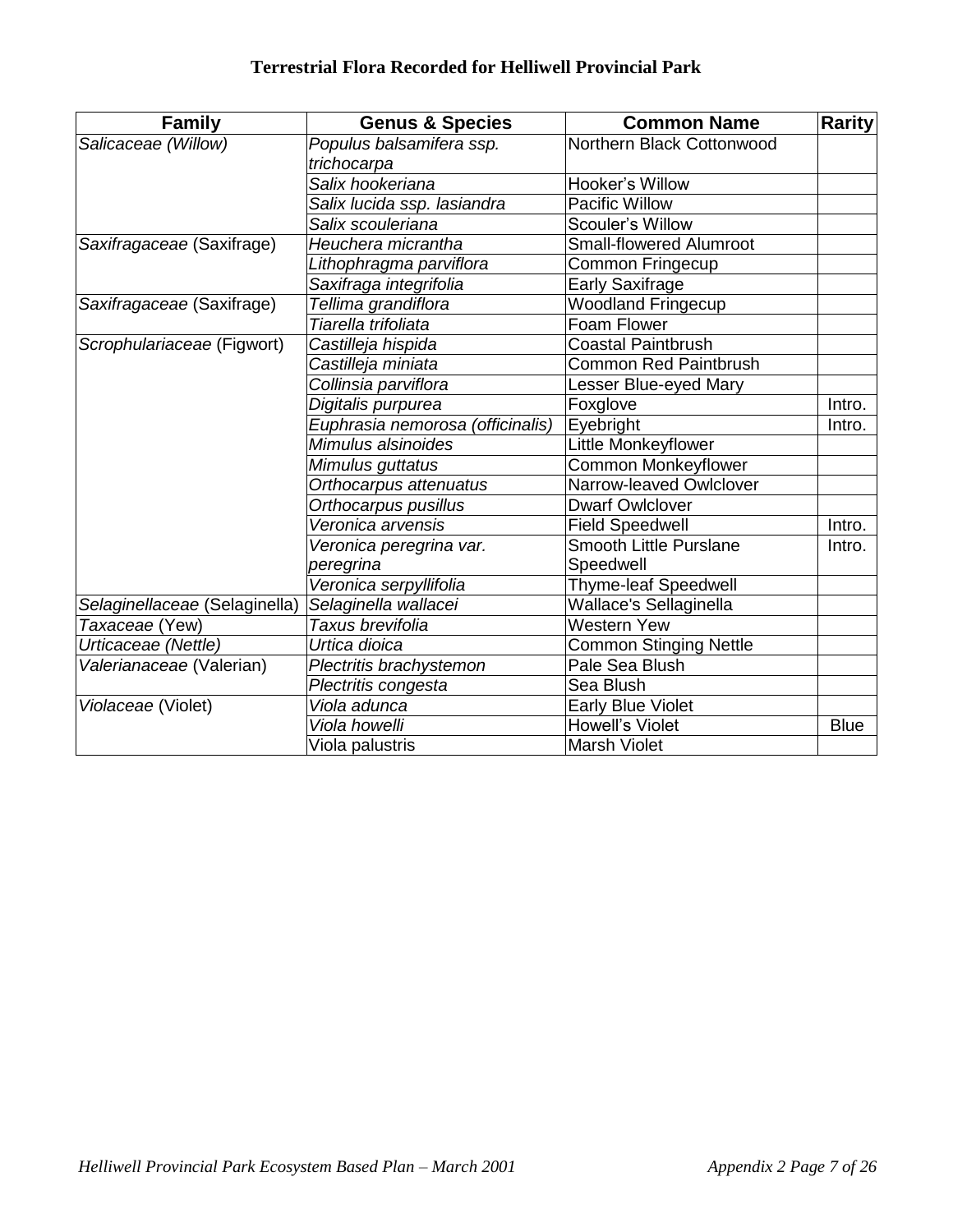**Terrestrial Flora Recorded for Helliwell Provincial Park**

| Family | Genus & Species | Common Name | Rarity |
|---|---|---|---|
| *Salicaceae (Willow)* | *Populus balsamifera ssp. trichocarpa* | Northern Black Cottonwood | |
| | *Salix hookeriana* | Hooker's Willow | |
| | *Salix lucida ssp. lasiandra* | Pacific Willow | |
| | *Salix scouleriana* | Scouler's Willow | |
| *Saxifragaceae* (Saxifrage) | *Heuchera micrantha* | Small-flowered Alumroot | |
| | *Lithophragma parviflora* | Common Fringecup | |
| | *Saxifraga integrifolia* | Early Saxifrage | |
| *Saxifragaceae* (Saxifrage) | *Tellima grandiflora* | Woodland Fringecup | |
| | *Tiarella trifoliata* | Foam Flower | |
| *Scrophulariaceae* (Figwort) | *Castilleja hispida* | Coastal Paintbrush | |
| | *Castilleja miniata* | Common Red Paintbrush | |
| | *Collinsia parviflora* | Lesser Blue-eyed Mary | |
| | *Digitalis purpurea* | Foxglove | Intro. |
| | *Euphrasia nemorosa (officinalis)* | Eyebright | Intro. |
| | *Mimulus alsinoides* | Little Monkeyflower | |
| | *Mimulus guttatus* | Common Monkeyflower | |
| | *Orthocarpus attenuatus* | Narrow-leaved Owlclover | |
| | *Orthocarpus pusillus* | Dwarf Owlclover | |
| | *Veronica arvensis* | Field Speedwell | Intro. |
| | *Veronica peregrina var. peregrina* | Smooth Little Purslane Speedwell | Intro. |
| | *Veronica serpyllifolia* | Thyme-leaf Speedwell | |
| *Selaginellaceae* (Selaginella) | *Selaginella wallacei* | Wallace's Sellaginella | |
| *Taxaceae* (Yew) | *Taxus brevifolia* | Western Yew | |
| *Urticaceae (Nettle)* | *Urtica dioica* | Common Stinging Nettle | |
| *Valerianaceae* (Valerian) | *Plectritis brachystemon* | Pale Sea Blush | |
| | *Plectritis congesta* | Sea Blush | |
| *Violaceae* (Violet) | *Viola adunca* | Early Blue Violet | |
| | *Viola howelli* | Howell's Violet | Blue |
| | Viola palustris | Marsh Violet | |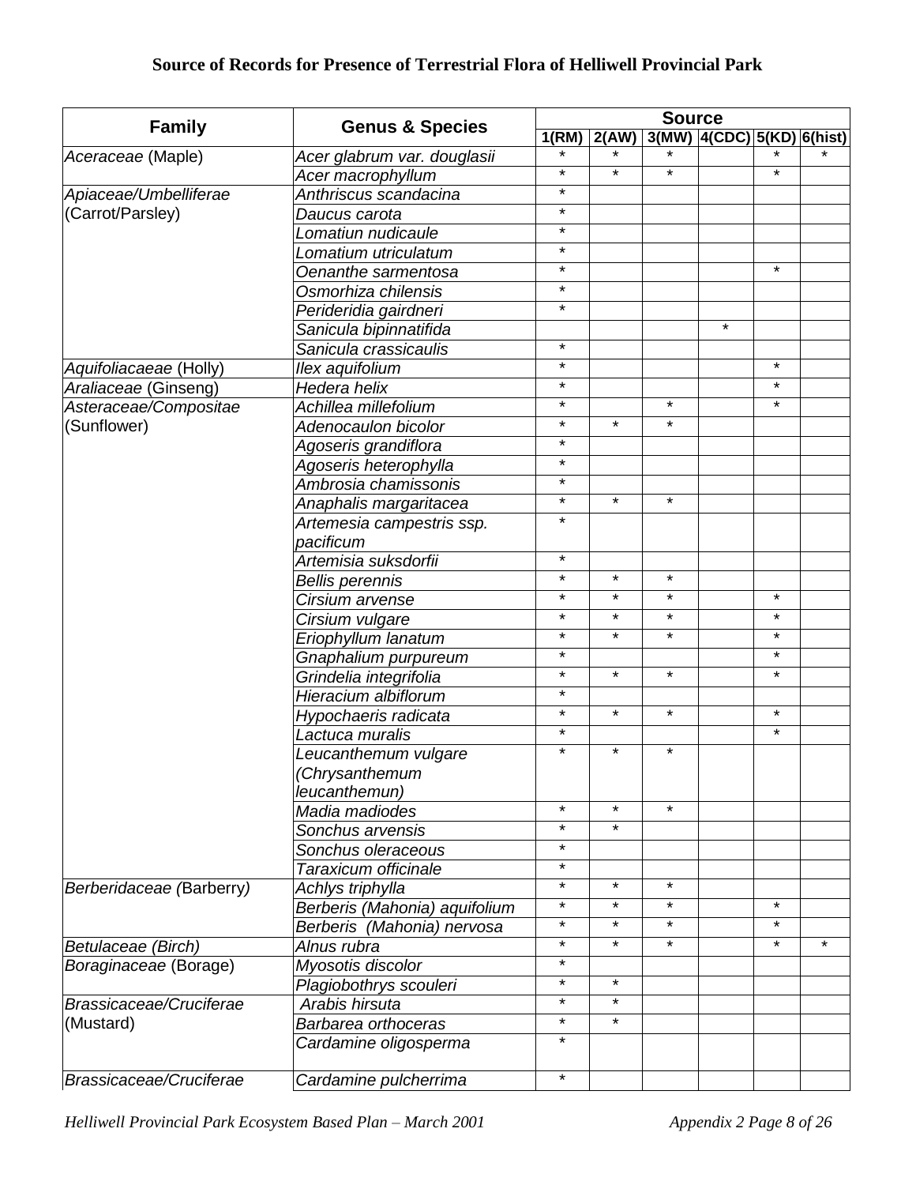## Source of Records for Presence of Terrestrial Flora of Helliwell Provincial Park

| Family | Genus & Species | Source | | | | | |
|---|---|---|---|---|---|---|---|
| | | 1(RM) | 2(AW) | 3(MW) | 4(CDC) | 5(KD) | 6(hist) |
| *Aceraceae* (Maple) | *Acer glabrum var. douglasii* | * | * | * | | * | * |
| | *Acer macrophyllum* | * | * | * | | * | |
| *Apiaceae/Umbelliferae* (Carrot/Parsley) | *Anthriscus scandacina* | * | | | | | |
| | *Daucus carota* | * | | | | | |
| | *Lomatiun nudicaule* | * | | | | | |
| | *Lomatium utriculatum* | * | | | | | |
| | *Oenanthe sarmentosa* | * | | | | * | |
| | *Osmorhiza chilensis* | * | | | | | |
| | *Perideridia gairdneri* | * | | | | | |
| | *Sanicula bipinnatifida* | | | | * | | |
| | *Sanicula crassicaulis* | * | | | | | |
| *Aquifoliacaeae* (Holly) | *Ilex aquifolium* | * | | | | * | |
| *Araliaceae* (Ginseng) | *Hedera helix* | * | | | | * | |
| *Asteraceae/Compositae* (Sunflower) | *Achillea millefolium* | * | | * | | * | |
| | *Adenocaulon bicolor* | * | * | * | | | |
| | *Agoseris grandiflora* | * | | | | | |
| | *Agoseris heterophylla* | * | | | | | |
| | *Ambrosia chamissonis* | * | | | | | |
| | *Anaphalis margaritacea* | * | * | * | | | |
| | *Artemesia campestris ssp. pacificum* | * | | | | | |
| | *Artemisia suksdorfii* | * | | | | | |
| | *Bellis perennis* | * | * | * | | | |
| | *Cirsium arvense* | * | * | * | | * | |
| | *Cirsium vulgare* | * | * | * | | * | |
| | *Eriophyllum lanatum* | * | * | * | | * | |
| | *Gnaphalium purpureum* | * | | | | * | |
| | *Grindelia integrifolia* | * | * | * | | * | |
| | *Hieracium albiflorum* | * | | | | | |
| | *Hypochaeris radicata* | * | * | * | | * | |
| | *Lactuca muralis* | * | | | | * | |
| | *Leucanthemum vulgare (Chrysanthemum leucanthemun)* | * | * | * | | | |
| | *Madia madiodes* | * | * | * | | | |
| | *Sonchus arvensis* | * | * | | | | |
| | *Sonchus oleraceous* | * | | | | | |
| | *Taraxicum officinale* | * | | | | | |
| *Berberidaceae (*Barberry*)* | *Achlys triphylla* | * | * | * | | | |
| | *Berberis (Mahonia) aquifolium* | * | * | * | | * | |
| | *Berberis (Mahonia) nervosa* | * | * | * | | * | |
| *Betulaceae (Birch)* | *Alnus rubra* | * | * | * | | * | * |
| *Boraginaceae* (Borage) | *Myosotis discolor* | * | | | | | |
| | *Plagiobothrys scouleri* | * | * | | | | |
| *Brassicaceae/Cruciferae* (Mustard) | *Arabis hirsuta* | * | * | | | | |
| | *Barbarea orthoceras* | * | * | | | | |
| | *Cardamine oligosperma* | * | | | | | |
| *Brassicaceae/Cruciferae* | *Cardamine pulcherrima* | * | | | | | |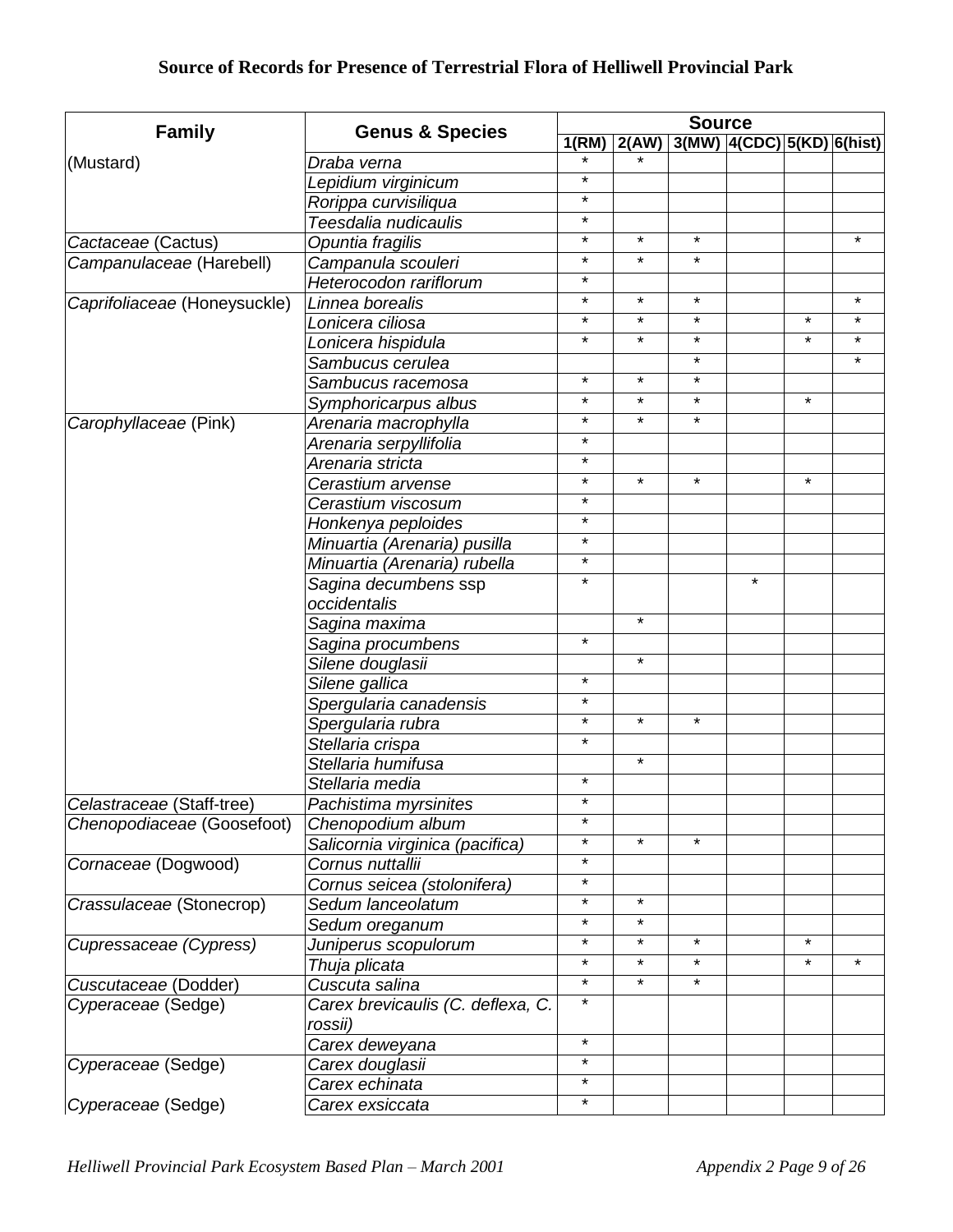## Source of Records for Presence of Terrestrial Flora of Helliwell Provincial Park

| Family | Genus & Species | Source | | | | | |
|---|---|---|---|---|---|---|---|
| | | 1(RM) | 2(AW) | 3(MW) | 4(CDC) | 5(KD) | 6(hist) |
| (Mustard) | *Draba verna* | * | * | | | | |
| | *Lepidium virginicum* | * | | | | | |
| | *Rorippa curvisiliqua* | * | | | | | |
| | *Teesdalia nudicaulis* | * | | | | | |
| *Cactaceae* (Cactus) | *Opuntia fragilis* | * | * | * | | | * |
| *Campanulaceae* (Harebell) | *Campanula scouleri* | * | * | * | | | |
| | *Heterocodon rariflorum* | * | | | | | |
| *Caprifoliaceae* (Honeysuckle) | *Linnea borealis* | * | * | * | | | * |
| | *Lonicera ciliosa* | * | * | * | | * | * |
| | *Lonicera hispidula* | * | * | * | | * | * |
| | *Sambucus cerulea* | | | * | | | * |
| | *Sambucus racemosa* | * | * | * | | | |
| | *Symphoricarpus albus* | * | * | * | | * | |
| *Carophyllaceae* (Pink) | *Arenaria macrophylla* | * | * | * | | | |
| | *Arenaria serpyllifolia* | * | | | | | |
| | *Arenaria stricta* | * | | | | | |
| | *Cerastium arvense* | * | * | * | | * | |
| | *Cerastium viscosum* | * | | | | | |
| | *Honkenya peploides* | * | | | | | |
| | *Minuartia (Arenaria) pusilla* | * | | | | | |
| | *Minuartia (Arenaria) rubella* | * | | | | | |
| | *Sagina decumbens* ssp *occidentalis* | * | | | * | | |
| | *Sagina maxima* | | * | | | | |
| | *Sagina procumbens* | * | | | | | |
| | *Silene douglasii* | | * | | | | |
| | *Silene gallica* | * | | | | | |
| | *Spergularia canadensis* | * | | | | | |
| | *Spergularia rubra* | * | * | * | | | |
| | *Stellaria crispa* | * | | | | | |
| | *Stellaria humifusa* | | * | | | | |
| | *Stellaria media* | * | | | | | |
| *Celastraceae* (Staff-tree) | *Pachistima myrsinites* | * | | | | | |
| *Chenopodiaceae* (Goosefoot) | *Chenopodium album* | * | | | | | |
| | *Salicornia virginica (pacifica)* | * | * | * | | | |
| *Cornaceae* (Dogwood) | *Cornus nuttallii* | * | | | | | |
| | *Cornus seicea (stolonifera)* | * | | | | | |
| *Crassulaceae* (Stonecrop) | *Sedum lanceolatum* | * | * | | | | |
| | *Sedum oreganum* | * | * | | | | |
| *Cupressaceae (Cypress)* | *Juniperus scopulorum* | * | * | * | | * | |
| | *Thuja plicata* | * | * | * | | * | * |
| *Cuscutaceae* (Dodder) | *Cuscuta salina* | * | * | * | | | |
| *Cyperaceae* (Sedge) | *Carex brevicaulis (C. deflexa, C. rossii)* | * | | | | | |
| | *Carex deweyana* | * | | | | | |
| *Cyperaceae* (Sedge) | *Carex douglasii* | * | | | | | |
| | *Carex echinata* | * | | | | | |
| *Cyperaceae* (Sedge) | *Carex exsiccata* | * | | | | | |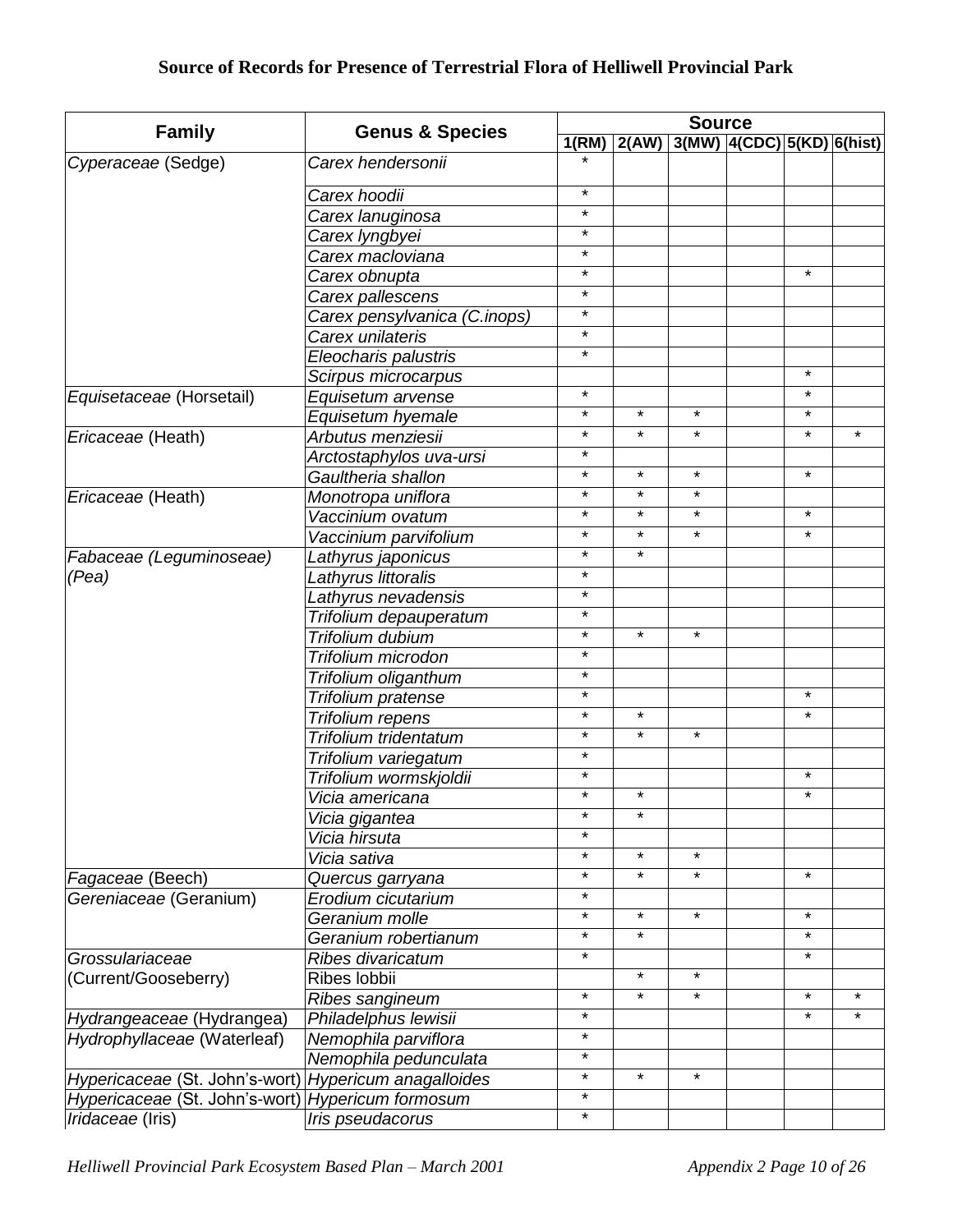**Source of Records for Presence of Terrestrial Flora of Helliwell Provincial Park**

| Family | Genus & Species | Source | | | | | |
|---|---|---|---|---|---|---|---|
| | | 1(RM) | 2(AW) | 3(MW) | 4(CDC) | 5(KD) | 6(hist) |
| *Cyperaceae* (Sedge) | *Carex hendersonii* | * | | | | | |
| | *Carex hoodii* | * | | | | | |
| | *Carex lanuginosa* | * | | | | | |
| | *Carex lyngbyei* | * | | | | | |
| | *Carex macloviana* | * | | | | | |
| | *Carex obnupta* | * | | | | * | |
| | *Carex pallescens* | * | | | | | |
| | *Carex pensylvanica (C.inops)* | * | | | | | |
| | *Carex unilateris* | * | | | | | |
| | *Eleocharis palustris* | * | | | | | |
| | *Scirpus microcarpus* | | | | | * | |
| *Equisetaceae* (Horsetail) | *Equisetum arvense* | * | | | | * | |
| | *Equisetum hyemale* | * | * | * | | * | |
| *Ericaceae* (Heath) | *Arbutus menziesii* | * | * | * | | * | * |
| | *Arctostaphylos uva-ursi* | * | | | | | |
| | *Gaultheria shallon* | * | * | * | | * | |
| *Ericaceae* (Heath) | *Monotropa uniflora* | * | * | * | | | |
| | *Vaccinium ovatum* | * | * | * | | * | |
| | *Vaccinium parvifolium* | * | * | * | | * | |
| *Fabaceae (Leguminoseae) (Pea)* | *Lathyrus japonicus* | * | * | | | | |
| | *Lathyrus littoralis* | * | | | | | |
| | *Lathyrus nevadensis* | * | | | | | |
| | *Trifolium depauperatum* | * | | | | | |
| | *Trifolium dubium* | * | * | * | | | |
| | *Trifolium microdon* | * | | | | | |
| | *Trifolium oliganthum* | * | | | | | |
| | *Trifolium pratense* | * | | | | * | |
| | *Trifolium repens* | * | * | | | * | |
| | *Trifolium tridentatum* | * | * | * | | | |
| | *Trifolium variegatum* | * | | | | | |
| | *Trifolium wormskjoldii* | * | | | | * | |
| | *Vicia americana* | * | * | | | * | |
| | *Vicia gigantea* | * | * | | | | |
| | *Vicia hirsuta* | * | | | | | |
| | *Vicia sativa* | * | * | * | | | |
| *Fagaceae* (Beech) | *Quercus garryana* | * | * | * | | * | |
| *Gereniaceae* (Geranium) | *Erodium cicutarium* | * | | | | | |
| | *Geranium molle* | * | * | * | | * | |
| | *Geranium robertianum* | * | * | | | * | |
| *Grossulariaceae* (Current/Gooseberry) | *Ribes divaricatum* | * | | | | * | |
| | Ribes lobbii | | * | * | | | |
| | *Ribes sangineum* | * | * | * | | * | * |
| *Hydrangeaceae* (Hydrangea) | *Philadelphus lewisii* | * | | | | * | * |
| *Hydrophyllaceae* (Waterleaf) | *Nemophila parviflora* | * | | | | | |
| | *Nemophila pedunculata* | * | | | | | |
| *Hypericaceae* (St. John's-wort) | *Hypericum anagalloides* | * | * | * | | | |
| *Hypericaceae* (St. John's-wort) | *Hypericum formosum* | * | | | | | |
| *Iridaceae* (Iris) | *Iris pseudacorus* | * | | | | | |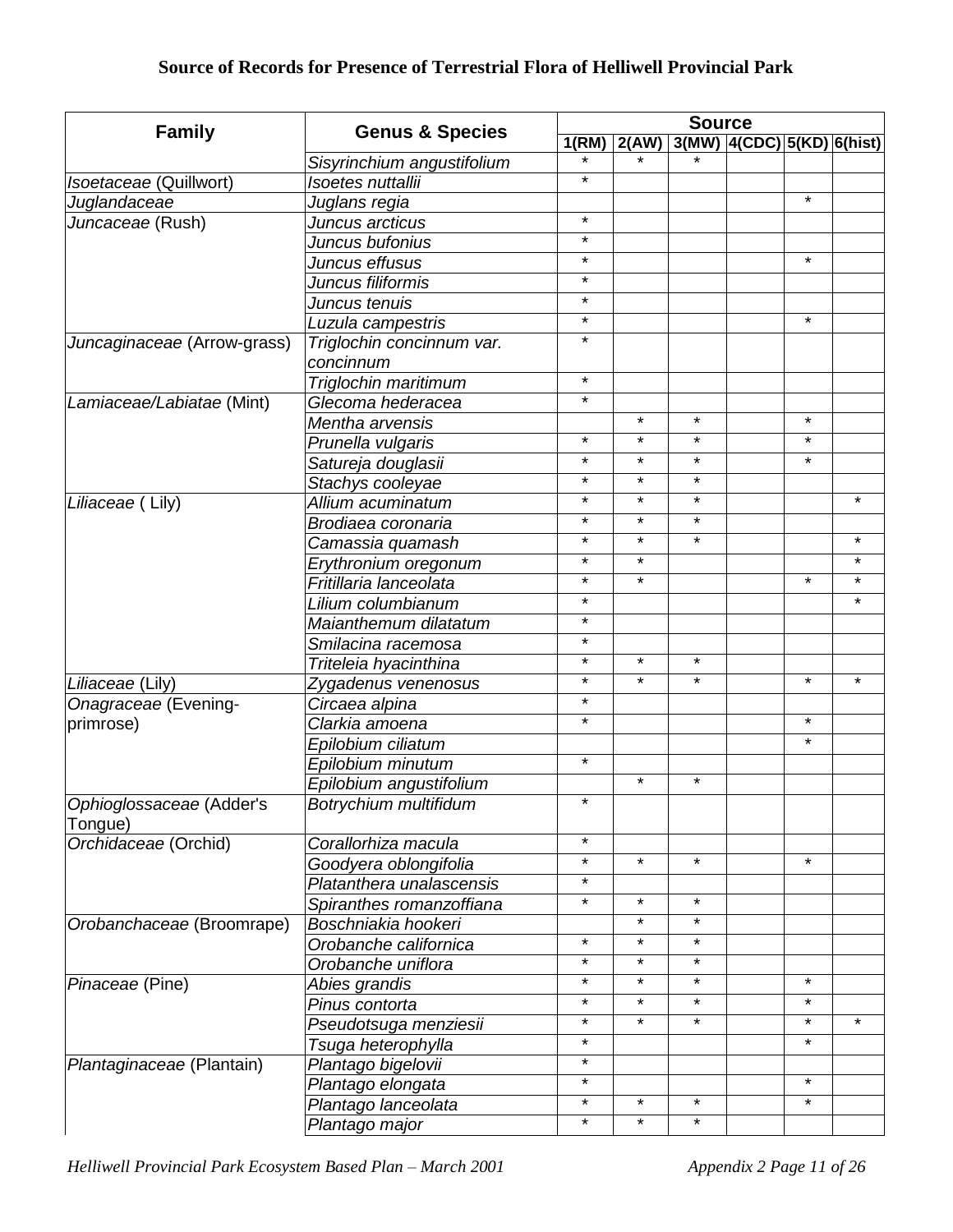## Source of Records for Presence of Terrestrial Flora of Helliwell Provincial Park

| Family | Genus & Species | Source | | | | | |
|---|---|---|---|---|---|---|---|
| | | 1(RM) | 2(AW) | 3(MW) | 4(CDC) | 5(KD) | 6(hist) |
| | *Sisyrinchium angustifolium* | * | * | * | | | |
| *Isoetaceae* (Quillwort) | *Isoetes nuttallii* | * | | | | | |
| *Juglandaceae* | *Juglans regia* | | | | | * | |
| *Juncaceae* (Rush) | *Juncus arcticus* | * | | | | | |
| | *Juncus bufonius* | * | | | | | |
| | *Juncus effusus* | * | | | | * | |
| | *Juncus filiformis* | * | | | | | |
| | *Juncus tenuis* | * | | | | | |
| | *Luzula campestris* | * | | | | * | |
| *Juncaginaceae* (Arrow-grass) | *Triglochin concinnum var. concinnum* | * | | | | | |
| | *Triglochin maritimum* | * | | | | | |
| *Lamiaceae/Labiatae* (Mint) | *Glecoma hederacea* | * | | | | | |
| | *Mentha arvensis* | | * | * | | * | |
| | *Prunella vulgaris* | * | * | * | | * | |
| | *Satureja douglasii* | * | * | * | | * | |
| | *Stachys cooleyae* | * | * | * | | | |
| *Liliaceae* ( Lily) | *Allium acuminatum* | * | * | * | | | * |
| | *Brodiaea coronaria* | * | * | * | | | |
| | *Camassia quamash* | * | * | * | | | * |
| | *Erythronium oregonum* | * | * | | | | * |
| | *Fritillaria lanceolata* | * | * | | | * | * |
| | *Lilium columbianum* | * | | | | | * |
| | *Maianthemum dilatatum* | * | | | | | |
| | *Smilacina racemosa* | * | | | | | |
| | *Triteleia hyacinthina* | * | * | * | | | |
| *Liliaceae* (Lily) | *Zygadenus venenosus* | * | * | * | | * | * |
| *Onagraceae* (Evening-primrose) | *Circaea alpina* | * | | | | | |
| | *Clarkia amoena* | * | | | | * | |
| | *Epilobium ciliatum* | | | | | * | |
| | *Epilobium minutum* | * | | | | | |
| | *Epilobium angustifolium* | | * | * | | | |
| *Ophioglossaceae* (Adder's Tongue) | *Botrychium multifidum* | * | | | | | |
| *Orchidaceae* (Orchid) | *Corallorhiza macula* | * | | | | | |
| | *Goodyera oblongifolia* | * | * | * | | * | |
| | *Platanthera unalascensis* | * | | | | | |
| | *Spiranthes romanzoffiana* | * | * | * | | | |
| *Orobanchaceae* (Broomrape) | *Boschniakia hookeri* | | * | * | | | |
| | *Orobanche californica* | * | * | * | | | |
| | *Orobanche uniflora* | * | * | * | | | |
| *Pinaceae* (Pine) | *Abies grandis* | * | * | * | | * | |
| | *Pinus contorta* | * | * | * | | * | |
| | *Pseudotsuga menziesii* | * | * | * | | * | * |
| | *Tsuga heterophylla* | * | | | | * | |
| *Plantaginaceae* (Plantain) | *Plantago bigelovii* | * | | | | | |
| | *Plantago elongata* | * | | | | * | |
| | *Plantago lanceolata* | * | * | * | | * | |
| | *Plantago major* | * | * | * | | | |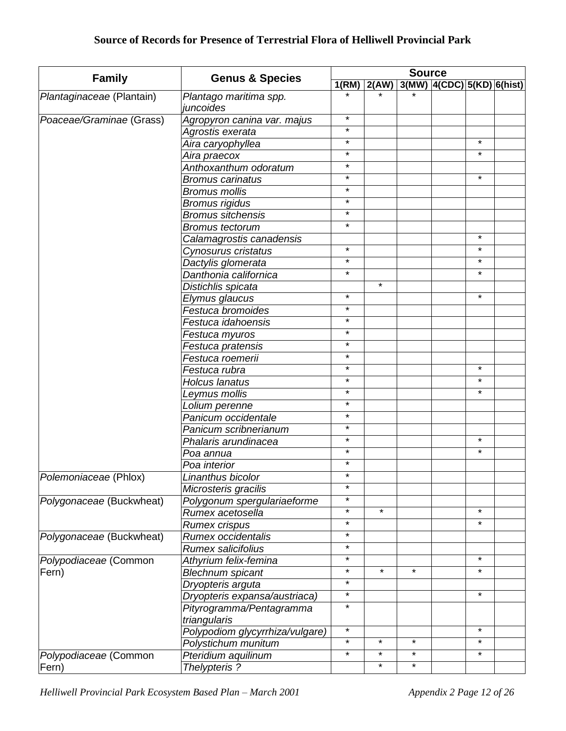## Source of Records for Presence of Terrestrial Flora of Helliwell Provincial Park

| Family | Genus & Species | Source | | | | | |
|---|---|---|---|---|---|---|---|
| | | 1(RM) | 2(AW) | 3(MW) | 4(CDC) | 5(KD) | 6(hist) |
| *Plantaginaceae* (Plantain) | *Plantago maritima spp. juncoides* | * | * | * | | | |
| *Poaceae/Graminae* (Grass) | *Agropyron canina var. majus* | * | | | | | |
| | *Agrostis exerata* | * | | | | | |
| | *Aira caryophyllea* | * | | | | * | |
| | *Aira praecox* | * | | | | * | |
| | *Anthoxanthum odoratum* | * | | | | | |
| | *Bromus carinatus* | * | | | | * | |
| | *Bromus mollis* | * | | | | | |
| | *Bromus rigidus* | * | | | | | |
| | *Bromus sitchensis* | * | | | | | |
| | *Bromus tectorum* | * | | | | | |
| | *Calamagrostis canadensis* | | | | | * | |
| | *Cynosurus cristatus* | * | | | | * | |
| | *Dactylis glomerata* | * | | | | * | |
| | *Danthonia californica* | * | | | | * | |
| | *Distichlis spicata* | | * | | | | |
| | *Elymus glaucus* | * | | | | * | |
| | *Festuca bromoides* | * | | | | | |
| | *Festuca idahoensis* | * | | | | | |
| | *Festuca myuros* | * | | | | | |
| | *Festuca pratensis* | * | | | | | |
| | *Festuca roemerii* | * | | | | | |
| | *Festuca rubra* | * | | | | * | |
| | *Holcus lanatus* | * | | | | * | |
| | *Leymus mollis* | * | | | | * | |
| | *Lolium perenne* | * | | | | | |
| | *Panicum occidentale* | * | | | | | |
| | *Panicum scribnerianum* | * | | | | | |
| | *Phalaris arundinacea* | * | | | | * | |
| | *Poa annua* | * | | | | * | |
| | *Poa interior* | * | | | | | |
| *Polemoniaceae* (Phlox) | *Linanthus bicolor* | * | | | | | |
| | *Microsteris gracilis* | * | | | | | |
| *Polygonaceae* (Buckwheat) | *Polygonum spergulariaeforme* | * | | | | | |
| | *Rumex acetosella* | * | * | | | * | |
| | *Rumex crispus* | * | | | | * | |
| *Polygonaceae* (Buckwheat) | *Rumex occidentalis* | * | | | | | |
| | *Rumex salicifolius* | * | | | | | |
| *Polypodiaceae* (Common Fern) | *Athyrium felix-femina* | * | | | | * | |
| | *Blechnum spicant* | * | * | * | | * | |
| | *Dryopteris arguta* | * | | | | | |
| | *Dryopteris expansa/austriaca)* | * | | | | * | |
| | *Pityrogramma/Pentagramma triangularis* | * | | | | | |
| | *Polypodiom glycyrrhiza/vulgare)* | * | | | | * | |
| | *Polystichum munitum* | * | * | * | | * | |
| *Polypodiaceae* (Common Fern) | *Pteridium aquilinum* | * | * | * | | * | |
| | *Thelypteris ?* | | * | * | | | |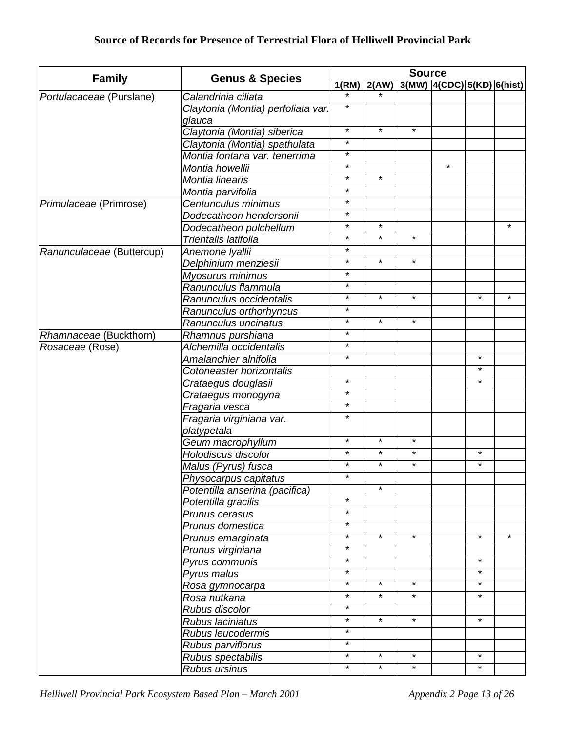**Source of Records for Presence of Terrestrial Flora of Helliwell Provincial Park**

| Family | Genus & Species | Source | | | | | |
|---|---|---|---|---|---|---|---|
| | | 1(RM) | 2(AW) | 3(MW) | 4(CDC) | 5(KD) | 6(hist) |
| *Portulacaceae* (Purslane) | *Calandrinia ciliata* | * | * | | | | |
| | *Claytonia (Montia) perfoliata var. glauca* | * | | | | | |
| | *Claytonia (Montia) siberica* | * | * | * | | | |
| | *Claytonia (Montia) spathulata* | * | | | | | |
| | *Montia fontana var. tenerrima* | * | | | | | |
| | *Montia howellii* | * | | | * | | |
| | *Montia linearis* | * | * | | | | |
| | *Montia parvifolia* | * | | | | | |
| *Primulaceae* (Primrose) | *Centunculus minimus* | * | | | | | |
| | *Dodecatheon hendersonii* | * | | | | | |
| | *Dodecatheon pulchellum* | * | * | | | | * |
| | *Trientalis latifolia* | * | * | * | | | |
| *Ranunculaceae* (Buttercup) | *Anemone lyallii* | * | | | | | |
| | *Delphinium menziesii* | * | * | * | | | |
| | *Myosurus minimus* | * | | | | | |
| | *Ranunculus flammula* | * | | | | | |
| | *Ranunculus occidentalis* | * | * | * | | * | * |
| | *Ranunculus orthorhyncus* | * | | | | | |
| | *Ranunculus uncinatus* | * | * | * | | | |
| *Rhamnaceae* (Buckthorn) | *Rhamnus purshiana* | * | | | | | |
| *Rosaceae* (Rose) | *Alchemilla occidentalis* | * | | | | | |
| | *Amalanchier alnifolia* | * | | | | * | |
| | *Cotoneaster horizontalis* | | | | | * | |
| | *Crataegus douglasii* | * | | | | * | |
| | *Crataegus monogyna* | * | | | | | |
| | *Fragaria vesca* | * | | | | | |
| | *Fragaria virginiana var. platypetala* | * | | | | | |
| | *Geum macrophyllum* | * | * | * | | | |
| | *Holodiscus discolor* | * | * | * | | * | |
| | *Malus (Pyrus) fusca* | * | * | * | | * | |
| | *Physocarpus capitatus* | * | | | | | |
| | *Potentilla anserina (pacifica)* | | * | | | | |
| | *Potentilla gracilis* | * | | | | | |
| | *Prunus cerasus* | * | | | | | |
| | *Prunus domestica* | * | | | | | |
| | *Prunus emarginata* | * | * | * | | * | * |
| | *Prunus virginiana* | * | | | | | |
| | *Pyrus communis* | * | | | | * | |
| | *Pyrus malus* | * | | | | * | |
| | *Rosa gymnocarpa* | * | * | * | | * | |
| | *Rosa nutkana* | * | * | * | | * | |
| | *Rubus discolor* | * | | | | | |
| | *Rubus laciniatus* | * | * | * | | * | |
| | *Rubus leucodermis* | * | | | | | |
| | *Rubus parviflorus* | * | | | | | |
| | *Rubus spectabilis* | * | * | * | | * | |
| | *Rubus ursinus* | * | * | * | | * | |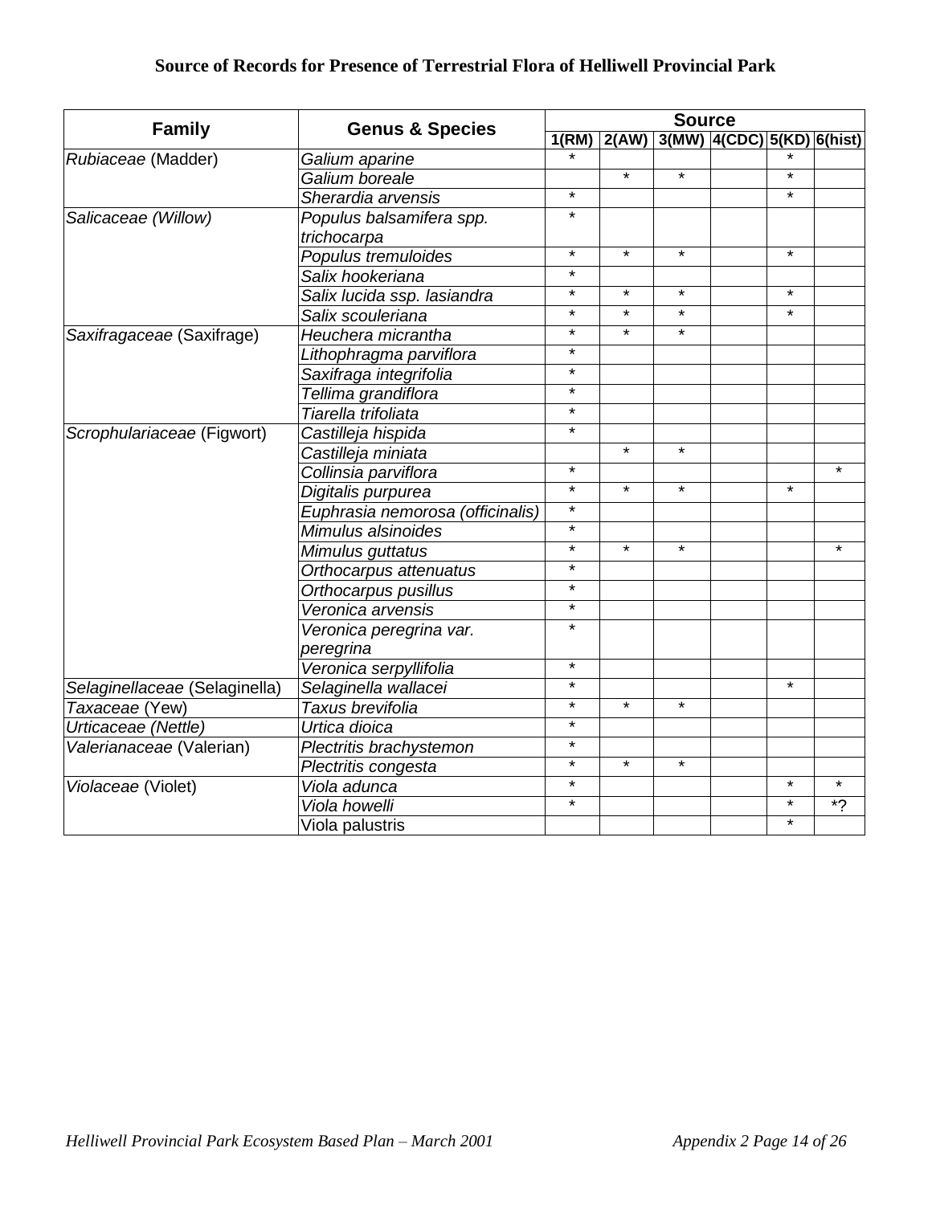**Source of Records for Presence of Terrestrial Flora of Helliwell Provincial Park**

| Family | Genus & Species | Source | | | | | |
|---|---|---|---|---|---|---|---|
| | | 1(RM) | 2(AW) | 3(MW) | 4(CDC) | 5(KD) | 6(hist) |
| *Rubiaceae* (Madder) | *Galium aparine* | * | | | | * | |
| | *Galium boreale* | | * | * | | * | |
| | *Sherardia arvensis* | * | | | | * | |
| *Salicaceae (Willow)* | *Populus balsamifera spp. trichocarpa* | * | | | | | |
| | *Populus tremuloides* | * | * | * | | * | |
| | *Salix hookeriana* | * | | | | | |
| | *Salix lucida ssp. lasiandra* | * | * | * | | * | |
| | *Salix scouleriana* | * | * | * | | * | |
| *Saxifragaceae* (Saxifrage) | *Heuchera micrantha* | * | * | * | | | |
| | *Lithophragma parviflora* | * | | | | | |
| | *Saxifraga integrifolia* | * | | | | | |
| | *Tellima grandiflora* | * | | | | | |
| | *Tiarella trifoliata* | * | | | | | |
| *Scrophulariaceae* (Figwort) | *Castilleja hispida* | * | | | | | |
| | *Castilleja miniata* | | * | * | | | |
| | *Collinsia parviflora* | * | | | | | * |
| | *Digitalis purpurea* | * | * | * | | * | |
| | *Euphrasia nemorosa (officinalis)* | * | | | | | |
| | *Mimulus alsinoides* | * | | | | | |
| | *Mimulus guttatus* | * | * | * | | | * |
| | *Orthocarpus attenuatus* | * | | | | | |
| | *Orthocarpus pusillus* | * | | | | | |
| | *Veronica arvensis* | * | | | | | |
| | *Veronica peregrina var. peregrina* | * | | | | | |
| | *Veronica serpyllifolia* | * | | | | | |
| *Selaginellaceae* (Selaginella) | *Selaginella wallacei* | * | | | | * | |
| *Taxaceae* (Yew) | *Taxus brevifolia* | * | * | * | | | |
| *Urticaceae (Nettle)* | *Urtica dioica* | * | | | | | |
| *Valerianaceae* (Valerian) | *Plectritis brachystemon* | * | | | | | |
| | *Plectritis congesta* | * | * | * | | | |
| *Violaceae* (Violet) | *Viola adunca* | * | | | | * | * |
| | *Viola howelli* | * | | | | * | *? |
| | Viola palustris | | | | | * | |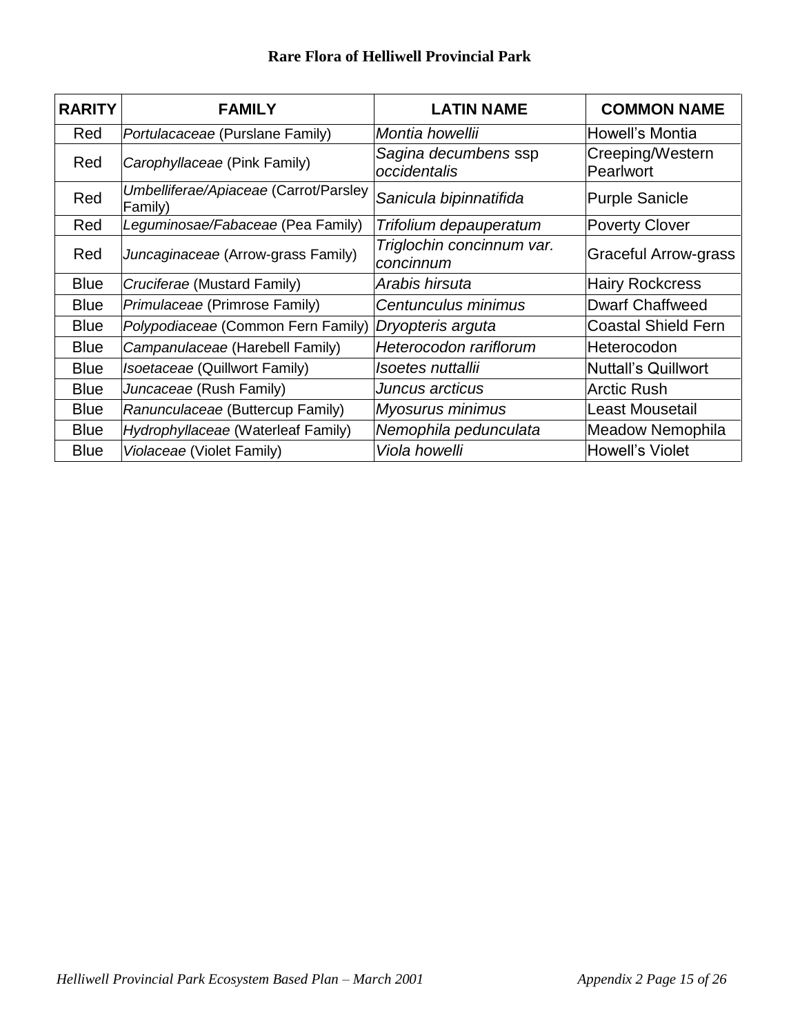# Rare Flora of Helliwell Provincial Park

| RARITY | FAMILY | LATIN NAME | COMMON NAME |
|---|---|---|---|
| Red | *Portulacaceae* (Purslane Family) | *Montia howellii* | Howell's Montia |
| Red | *Carophyllaceae* (Pink Family) | *Sagina decumbens* ssp *occidentalis* | Creeping/Western Pearlwort |
| Red | *Umbelliferae/Apiaceae* (Carrot/Parsley Family) | *Sanicula bipinnatifida* | Purple Sanicle |
| Red | *Leguminosae/Fabaceae* (Pea Family) | *Trifolium depauperatum* | Poverty Clover |
| Red | *Juncaginaceae* (Arrow-grass Family) | *Triglochin concinnum var. concinnum* | Graceful Arrow-grass |
| Blue | *Cruciferae* (Mustard Family) | *Arabis hirsuta* | Hairy Rockcress |
| Blue | *Primulaceae* (Primrose Family) | *Centunculus minimus* | Dwarf Chaffweed |
| Blue | *Polypodiaceae* (Common Fern Family) | *Dryopteris arguta* | Coastal Shield Fern |
| Blue | *Campanulaceae* (Harebell Family) | *Heterocodon rariflorum* | Heterocodon |
| Blue | *Isoetaceae* (Quillwort Family) | *Isoetes nuttallii* | Nuttall's Quillwort |
| Blue | *Juncaceae* (Rush Family) | *Juncus arcticus* | Arctic Rush |
| Blue | *Ranunculaceae* (Buttercup Family) | *Myosurus minimus* | Least Mousetail |
| Blue | *Hydrophyllaceae* (Waterleaf Family) | *Nemophila pedunculata* | Meadow Nemophila |
| Blue | *Violaceae* (Violet Family) | *Viola howelli* | Howell's Violet |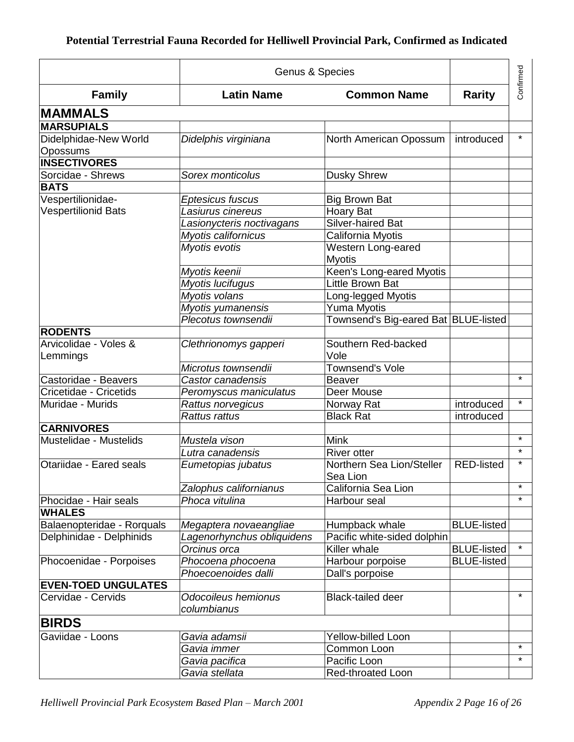**Potential Terrestrial Fauna Recorded for Helliwell Provincial Park, Confirmed as Indicated**

| | Genus & Species | | | Confirmed |
|---|---|---|---|---|
| **Family** | **Latin Name** | **Common Name** | **Rarity** | |
| **MAMMALS** | | | | |
| **MARSUPIALS** | | | | |
| Didelphidae-New World Opossums | *Didelphis virginiana* | North American Opossum | introduced | * |
| **INSECTIVORES** | | | | |
| Sorcidae - Shrews | *Sorex monticolus* | Dusky Shrew | | |
| **BATS** | | | | |
| Vespertilionidae-Vespertilionid Bats | *Eptesicus fuscus* | Big Brown Bat | | |
| | *Lasiurus cinereus* | Hoary Bat | | |
| | *Lasionycteris noctivagans* | Silver-haired Bat | | |
| | *Myotis californicus* | California Myotis | | |
| | *Myotis evotis* | Western Long-eared Myotis | | |
| | *Myotis keenii* | Keen's Long-eared Myotis | | |
| | *Myotis lucifugus* | Little Brown Bat | | |
| | *Myotis volans* | Long-legged Myotis | | |
| | *Myotis yumanensis* | Yuma Myotis | | |
| | *Plecotus townsendii* | Townsend's Big-eared Bat | BLUE-listed | |
| **RODENTS** | | | | |
| Arvicolidae - Voles & Lemmings | *Clethrionomys gapperi* | Southern Red-backed Vole | | |
| | *Microtus townsendii* | Townsend's Vole | | |
| Castoridae - Beavers | *Castor canadensis* | Beaver | | * |
| Cricetidae - Cricetids | *Peromyscus maniculatus* | Deer Mouse | | |
| Muridae - Murids | *Rattus norvegicus* | Norway Rat | introduced | * |
| | *Rattus rattus* | Black Rat | introduced | |
| **CARNIVORES** | | | | |
| Mustelidae - Mustelids | *Mustela vison* | Mink | | * |
| | *Lutra canadensis* | River otter | | * |
| Otariidae - Eared seals | *Eumetopias jubatus* | Northern Sea Lion/Steller Sea Lion | RED-listed | * |
| | *Zalophus californianus* | California Sea Lion | | * |
| Phocidae - Hair seals | *Phoca vitulina* | Harbour seal | | * |
| **WHALES** | | | | |
| Balaenopteridae - Rorquals | *Megaptera novaeangliae* | Humpback whale | BLUE-listed | |
| Delphinidae - Delphinids | *Lagenorhynchus obliquidens* | Pacific white-sided dolphin | | |
| | *Orcinus orca* | Killer whale | BLUE-listed | * |
| Phocoenidae - Porpoises | *Phocoena phocoena* | Harbour porpoise | BLUE-listed | |
| | *Phoecoenoides dalli* | Dall's porpoise | | |
| **EVEN-TOED UNGULATES** | | | | |
| Cervidae - Cervids | *Odocoileus hemionus columbianus* | Black-tailed deer | | * |
| **BIRDS** | | | | |
| Gaviidae - Loons | *Gavia adamsii* | Yellow-billed Loon | | |
| | *Gavia immer* | Common Loon | | * |
| | *Gavia pacifica* | Pacific Loon | | * |
| | *Gavia stellata* | Red-throated Loon | | |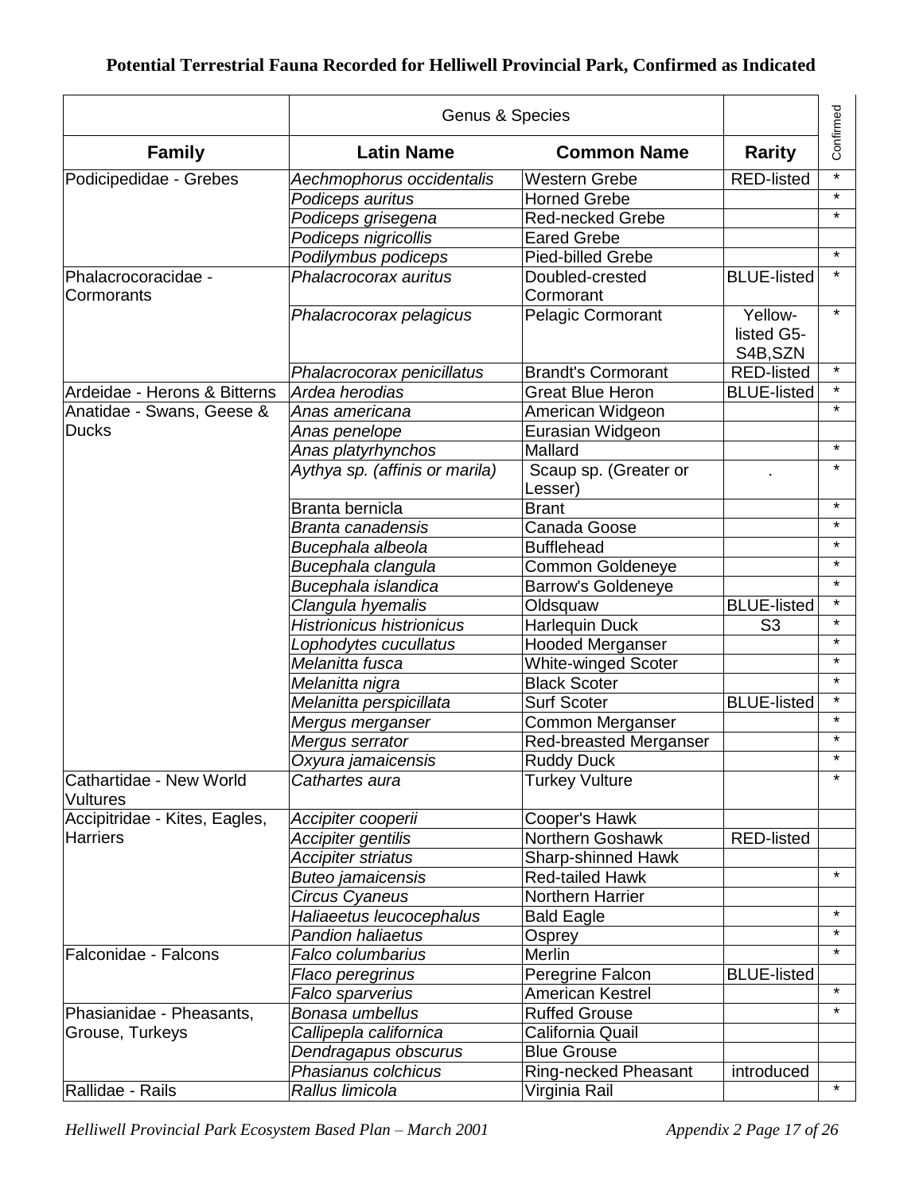# Potential Terrestrial Fauna Recorded for Helliwell Provincial Park, Confirmed as Indicated

| | Genus & Species | | | Confirmed |
|---|---|---|---|---|
| **Family** | **Latin Name** | **Common Name** | **Rarity** | |
| Podicipedidae - Grebes | *Aechmophorus occidentalis* | Western Grebe | RED-listed | * |
| | *Podiceps auritus* | Horned Grebe | | * |
| | *Podiceps grisegena* | Red-necked Grebe | | * |
| | *Podiceps nigricollis* | Eared Grebe | | |
| | *Podilymbus podiceps* | Pied-billed Grebe | | * |
| Phalacrocoracidae - Cormorants | *Phalacrocorax auritus* | Doubled-crested Cormorant | BLUE-listed | * |
| | *Phalacrocorax pelagicus* | Pelagic Cormorant | Yellow-listed G5-S4B,SZN | * |
| | *Phalacrocorax penicillatus* | Brandt's Cormorant | RED-listed | * |
| Ardeidae - Herons & Bitterns | *Ardea herodias* | Great Blue Heron | BLUE-listed | * |
| Anatidae - Swans, Geese & Ducks | *Anas americana* | American Widgeon | | * |
| | *Anas penelope* | Eurasian Widgeon | | |
| | *Anas platyrhynchos* | Mallard | | * |
| | *Aythya sp. (affinis or marila)* | Scaup sp. (Greater or Lesser) | . | * |
| | Branta bernicla | Brant | | * |
| | *Branta canadensis* | Canada Goose | | * |
| | *Bucephala albeola* | Bufflehead | | * |
| | *Bucephala clangula* | Common Goldeneye | | * |
| | *Bucephala islandica* | Barrow's Goldeneye | | * |
| | *Clangula hyemalis* | Oldsquaw | BLUE-listed | * |
| | *Histrionicus histrionicus* | Harlequin Duck | S3 | * |
| | *Lophodytes cucullatus* | Hooded Merganser | | * |
| | *Melanitta fusca* | White-winged Scoter | | * |
| | *Melanitta nigra* | Black Scoter | | * |
| | *Melanitta perspicillata* | Surf Scoter | BLUE-listed | * |
| | *Mergus merganser* | Common Merganser | | * |
| | *Mergus serrator* | Red-breasted Merganser | | * |
| | *Oxyura jamaicensis* | Ruddy Duck | | * |
| Cathartidae - New World Vultures | *Cathartes aura* | Turkey Vulture | | * |
| Accipitridae - Kites, Eagles, Harriers | *Accipiter cooperii* | Cooper's Hawk | | |
| | *Accipiter gentilis* | Northern Goshawk | RED-listed | |
| | *Accipiter striatus* | Sharp-shinned Hawk | | |
| | *Buteo jamaicensis* | Red-tailed Hawk | | * |
| | *Circus Cyaneus* | Northern Harrier | | |
| | *Haliaeetus leucocephalus* | Bald Eagle | | * |
| | *Pandion haliaetus* | Osprey | | * |
| Falconidae - Falcons | *Falco columbarius* | Merlin | | * |
| | *Flaco peregrinus* | Peregrine Falcon | BLUE-listed | |
| | *Falco sparverius* | American Kestrel | | * |
| Phasianidae - Pheasants, Grouse, Turkeys | *Bonasa umbellus* | Ruffed Grouse | | * |
| | *Callipepla californica* | California Quail | | |
| | *Dendragapus obscurus* | Blue Grouse | | |
| | *Phasianus colchicus* | Ring-necked Pheasant | introduced | |
| Rallidae - Rails | *Rallus limicola* | Virginia Rail | | * |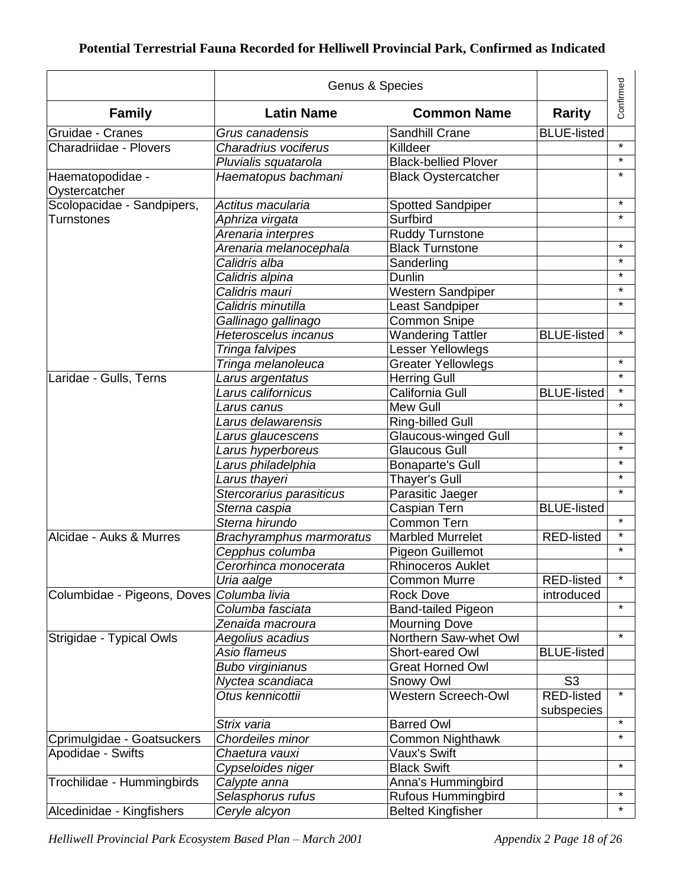**Potential Terrestrial Fauna Recorded for Helliwell Provincial Park, Confirmed as Indicated**

| | Genus & Species | | | Confirmed |
|---|---|---|---|---|
| **Family** | **Latin Name** | **Common Name** | **Rarity** | |
| Gruidae - Cranes | *Grus canadensis* | Sandhill Crane | BLUE-listed | |
| Charadriidae - Plovers | *Charadrius vociferus* | Killdeer | | * |
| | *Pluvialis squatarola* | Black-bellied Plover | | * |
| Haematopodidae - Oystercatcher | *Haematopus bachmani* | Black Oystercatcher | | * |
| Scolopacidae - Sandpipers, Turnstones | *Actitus macularia* | Spotted Sandpiper | | * |
| | *Aphriza virgata* | Surfbird | | * |
| | *Arenaria interpres* | Ruddy Turnstone | | |
| | *Arenaria melanocephala* | Black Turnstone | | * |
| | *Calidris alba* | Sanderling | | * |
| | *Calidris alpina* | Dunlin | | * |
| | *Calidris mauri* | Western Sandpiper | | * |
| | *Calidris minutilla* | Least Sandpiper | | * |
| | *Gallinago gallinago* | Common Snipe | | |
| | *Heteroscelus incanus* | Wandering Tattler | BLUE-listed | * |
| | *Tringa falvipes* | Lesser Yellowlegs | | |
| | *Tringa melanoleuca* | Greater Yellowlegs | | * |
| Laridae - Gulls, Terns | *Larus argentatus* | Herring Gull | | * |
| | *Larus californicus* | California Gull | BLUE-listed | * |
| | *Larus canus* | Mew Gull | | * |
| | *Larus delawarensis* | Ring-billed Gull | | |
| | *Larus glaucescens* | Glaucous-winged Gull | | * |
| | *Larus hyperboreus* | Glaucous Gull | | * |
| | *Larus philadelphia* | Bonaparte's Gull | | * |
| | *Larus thayeri* | Thayer's Gull | | * |
| | *Stercorarius parasiticus* | Parasitic Jaeger | | * |
| | *Sterna caspia* | Caspian Tern | BLUE-listed | |
| | *Sterna hirundo* | Common Tern | | * |
| Alcidae - Auks & Murres | *Brachyramphus marmoratus* | Marbled Murrelet | RED-listed | * |
| | *Cepphus columba* | Pigeon Guillemot | | * |
| | *Cerorhinca monocerata* | Rhinoceros Auklet | | |
| | *Uria aalge* | Common Murre | RED-listed | * |
| Columbidae - Pigeons, Doves | *Columba livia* | Rock Dove | introduced | |
| | *Columba fasciata* | Band-tailed Pigeon | | * |
| | *Zenaida macroura* | Mourning Dove | | |
| Strigidae - Typical Owls | *Aegolius acadius* | Northern Saw-whet Owl | | * |
| | *Asio flameus* | Short-eared Owl | BLUE-listed | |
| | *Bubo virginianus* | Great Horned Owl | | |
| | *Nyctea scandiaca* | Snowy Owl | S3 | |
| | *Otus kennicottii* | Western Screech-Owl | RED-listed subspecies | * |
| | *Strix varia* | Barred Owl | | * |
| Cprimulgidae - Goatsuckers | *Chordeiles minor* | Common Nighthawk | | * |
| Apodidae - Swifts | *Chaetura vauxi* | Vaux's Swift | | |
| | *Cypseloides niger* | Black Swift | | * |
| Trochilidae - Hummingbirds | *Calypte anna* | Anna's Hummingbird | | |
| | *Selasphorus rufus* | Rufous Hummingbird | | * |
| Alcedinidae - Kingfishers | *Ceryle alcyon* | Belted Kingfisher | | * |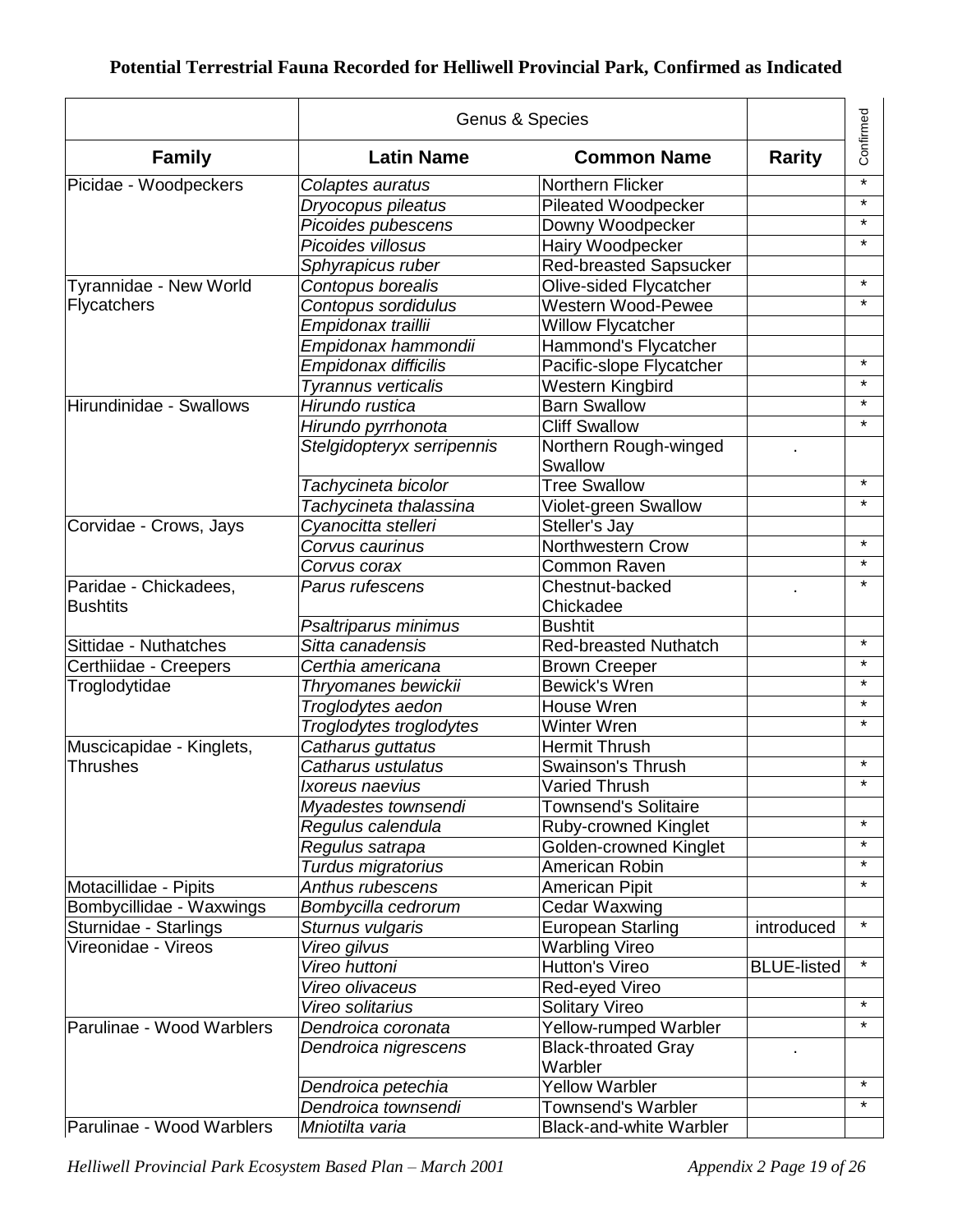**Potential Terrestrial Fauna Recorded for Helliwell Provincial Park, Confirmed as Indicated**

| | Genus & Species | | | Confirmed |
|---|---|---|---|---|
| **Family** | **Latin Name** | **Common Name** | **Rarity** | |
| Picidae - Woodpeckers | *Colaptes auratus* | Northern Flicker | | * |
| | *Dryocopus pileatus* | Pileated Woodpecker | | * |
| | *Picoides pubescens* | Downy Woodpecker | | * |
| | *Picoides villosus* | Hairy Woodpecker | | * |
| | *Sphyrapicus ruber* | Red-breasted Sapsucker | | |
| Tyrannidae - New World Flycatchers | *Contopus borealis* | Olive-sided Flycatcher | | * |
| | *Contopus sordidulus* | Western Wood-Pewee | | * |
| | *Empidonax traillii* | Willow Flycatcher | | |
| | *Empidonax hammondii* | Hammond's Flycatcher | | |
| | *Empidonax difficilis* | Pacific-slope Flycatcher | | * |
| | *Tyrannus verticalis* | Western Kingbird | | * |
| Hirundinidae - Swallows | *Hirundo rustica* | Barn Swallow | | * |
| | *Hirundo pyrrhonota* | Cliff Swallow | | * |
| | *Stelgidopteryx serripennis* | Northern Rough-winged Swallow | . | |
| | *Tachycineta bicolor* | Tree Swallow | | * |
| | *Tachycineta thalassina* | Violet-green Swallow | | * |
| Corvidae - Crows, Jays | *Cyanocitta stelleri* | Steller's Jay | | |
| | *Corvus caurinus* | Northwestern Crow | | * |
| | *Corvus corax* | Common Raven | | * |
| Paridae - Chickadees, Bushtits | *Parus rufescens* | Chestnut-backed Chickadee | . | * |
| | *Psaltriparus minimus* | Bushtit | | |
| Sittidae - Nuthatches | *Sitta canadensis* | Red-breasted Nuthatch | | * |
| Certhiidae - Creepers | *Certhia americana* | Brown Creeper | | * |
| Troglodytidae | *Thryomanes bewickii* | Bewick's Wren | | * |
| | *Troglodytes aedon* | House Wren | | * |
| | *Troglodytes troglodytes* | Winter Wren | | * |
| Muscicapidae - Kinglets, Thrushes | *Catharus guttatus* | Hermit Thrush | | |
| | *Catharus ustulatus* | Swainson's Thrush | | * |
| | *Ixoreus naevius* | Varied Thrush | | * |
| | *Myadestes townsendi* | Townsend's Solitaire | | |
| | *Regulus calendula* | Ruby-crowned Kinglet | | * |
| | *Regulus satrapa* | Golden-crowned Kinglet | | * |
| | *Turdus migratorius* | American Robin | | * |
| Motacillidae - Pipits | *Anthus rubescens* | American Pipit | | * |
| Bombycillidae - Waxwings | *Bombycilla cedrorum* | Cedar Waxwing | | |
| Sturnidae - Starlings | *Sturnus vulgaris* | European Starling | introduced | * |
| Vireonidae - Vireos | *Vireo gilvus* | Warbling Vireo | | |
| | *Vireo huttoni* | Hutton's Vireo | BLUE-listed | * |
| | *Vireo olivaceus* | Red-eyed Vireo | | |
| | *Vireo solitarius* | Solitary Vireo | | * |
| Parulinae - Wood Warblers | *Dendroica coronata* | Yellow-rumped Warbler | | * |
| | *Dendroica nigrescens* | Black-throated Gray Warbler | . | |
| | *Dendroica petechia* | Yellow Warbler | | * |
| | *Dendroica townsendi* | Townsend's Warbler | | * |
| Parulinae - Wood Warblers | *Mniotilta varia* | Black-and-white Warbler | | |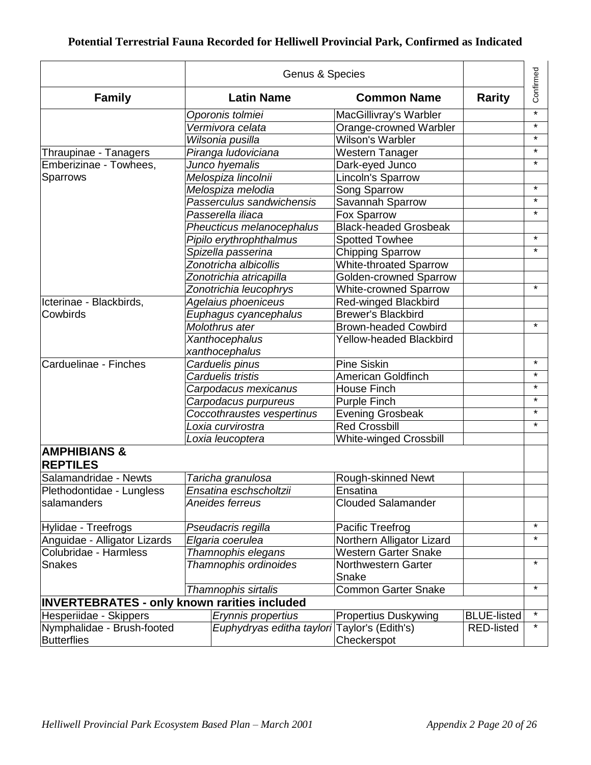**Potential Terrestrial Fauna Recorded for Helliwell Provincial Park, Confirmed as Indicated**

| | Genus & Species | | | Confirmed |
|---|---|---|---|---|
| **Family** | **Latin Name** | **Common Name** | **Rarity** | |
| | *Oporonis tolmiei* | MacGillivray's Warbler | | * |
| | *Vermivora celata* | Orange-crowned Warbler | | * |
| | *Wilsonia pusilla* | Wilson's Warbler | | * |
| Thraupinae - Tanagers | *Piranga ludoviciana* | Western Tanager | | * |
| Emberizinae - Towhees, Sparrows | *Junco hyemalis* | Dark-eyed Junco | | * |
| | *Melospiza lincolnii* | Lincoln's Sparrow | | |
| | *Melospiza melodia* | Song Sparrow | | * |
| | *Passerculus sandwichensis* | Savannah Sparrow | | * |
| | *Passerella iliaca* | Fox Sparrow | | * |
| | *Pheucticus melanocephalus* | Black-headed Grosbeak | | |
| | *Pipilo erythrophthalmus* | Spotted Towhee | | * |
| | *Spizella passerina* | Chipping Sparrow | | * |
| | *Zonotricha albicollis* | White-throated Sparrow | | |
| | *Zonotrichia atricapilla* | Golden-crowned Sparrow | | |
| | *Zonotrichia leucophrys* | White-crowned Sparrow | | * |
| Icterinae - Blackbirds, Cowbirds | *Agelaius phoeniceus* | Red-winged Blackbird | | |
| | *Euphagus cyancephalus* | Brewer's Blackbird | | |
| | *Molothrus ater* | Brown-headed Cowbird | | * |
| | *Xanthocephalus xanthocephalus* | Yellow-headed Blackbird | | |
| Carduelinae - Finches | *Carduelis pinus* | Pine Siskin | | * |
| | *Carduelis tristis* | American Goldfinch | | * |
| | *Carpodacus mexicanus* | House Finch | | * |
| | *Carpodacus purpureus* | Purple Finch | | * |
| | *Coccothraustes vespertinus* | Evening Grosbeak | | * |
| | *Loxia curvirostra* | Red Crossbill | | * |
| | *Loxia leucoptera* | White-winged Crossbill | | |
| **AMPHIBIANS & REPTILES** | | | | |
| Salamandridae - Newts | *Taricha granulosa* | Rough-skinned Newt | | |
| Plethodontidae - Lungless salamanders | *Ensatina eschscholtzii* | Ensatina | | |
| | *Aneides ferreus* | Clouded Salamander | | |
| Hylidae - Treefrogs | *Pseudacris regilla* | Pacific Treefrog | | * |
| Anguidae - Alligator Lizards | *Elgaria coerulea* | Northern Alligator Lizard | | * |
| Colubridae - Harmless Snakes | *Thamnophis elegans* | Western Garter Snake | | |
| | *Thamnophis ordinoides* | Northwestern Garter Snake | | * |
| | *Thamnophis sirtalis* | Common Garter Snake | | * |
| **INVERTEBRATES - only known rarities included** | | | | |
| Hesperiidae - Skippers | *Erynnis propertius* | Propertius Duskywing | BLUE-listed | * |
| Nymphalidae - Brush-footed Butterflies | *Euphydryas editha taylori* | Taylor's (Edith's) Checkerspot | RED-listed | * |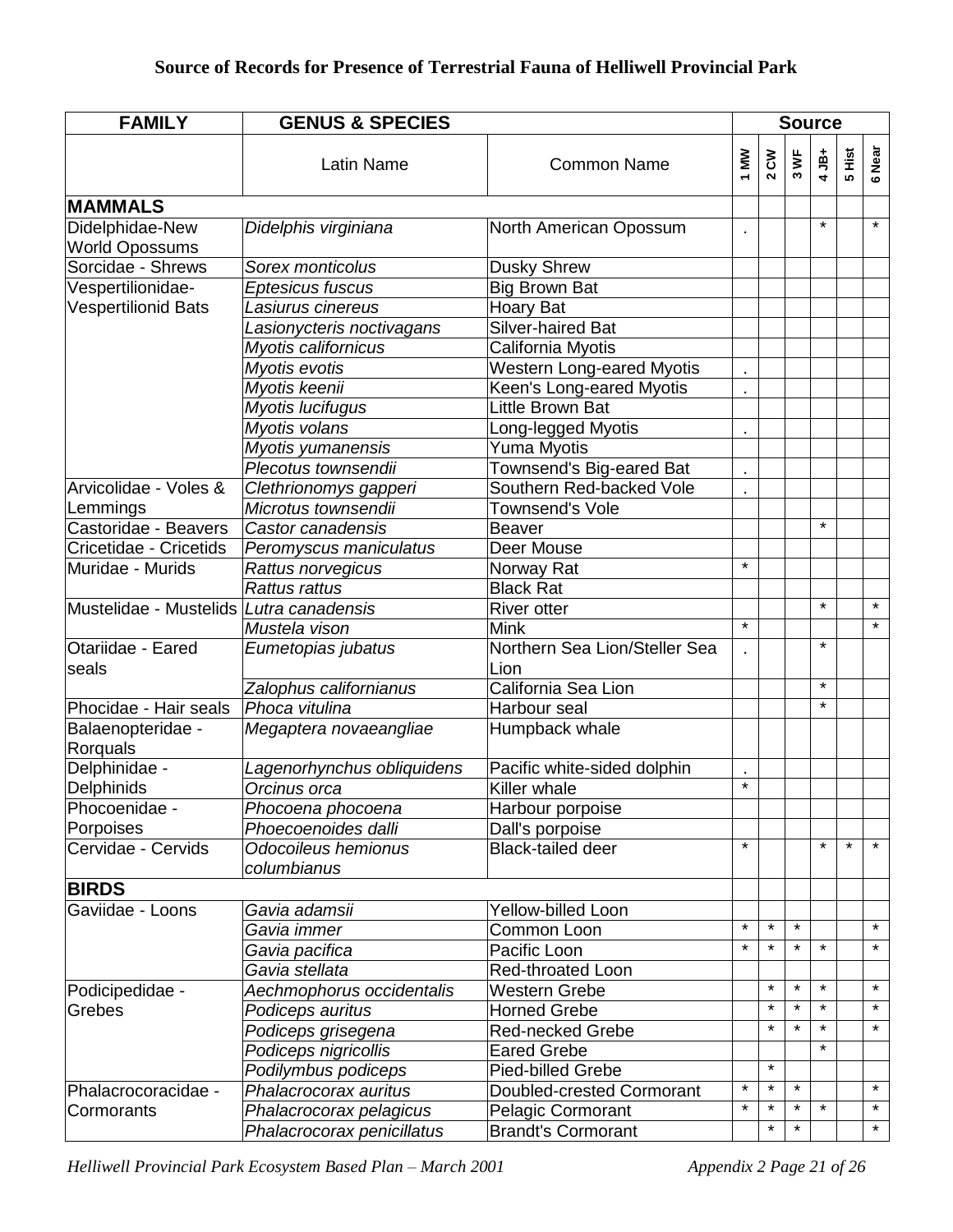**Source of Records for Presence of Terrestrial Fauna of Helliwell Provincial Park**

| FAMILY | GENUS & SPECIES | | Source | | | | | |
|---|---|---|---|---|---|---|---|---|
| | Latin Name | Common Name | 1 MW | 2 CW | 3 WF | 4 JB+ | 5 Hist | 6 Near |
| **MAMMALS** | | | | | | | | |
| Didelphidae-New World Opossums | *Didelphis virginiana* | North American Opossum | . | | | * | | * |
| Sorcidae - Shrews | *Sorex monticolus* | Dusky Shrew | | | | | | |
| Vespertilionidae-Vespertilionid Bats | *Eptesicus fuscus* | Big Brown Bat | | | | | | |
| | *Lasiurus cinereus* | Hoary Bat | | | | | | |
| | *Lasionycteris noctivagans* | Silver-haired Bat | | | | | | |
| | *Myotis californicus* | California Myotis | | | | | | |
| | *Myotis evotis* | Western Long-eared Myotis | . | | | | | |
| | *Myotis keenii* | Keen's Long-eared Myotis | . | | | | | |
| | *Myotis lucifugus* | Little Brown Bat | | | | | | |
| | *Myotis volans* | Long-legged Myotis | . | | | | | |
| | *Myotis yumanensis* | Yuma Myotis | | | | | | |
| | *Plecotus townsendii* | Townsend's Big-eared Bat | . | | | | | |
| Arvicolidae - Voles & Lemmings | *Clethrionomys gapperi* | Southern Red-backed Vole | . | | | | | |
| | *Microtus townsendii* | Townsend's Vole | | | | | | |
| Castoridae - Beavers | *Castor canadensis* | Beaver | | | | * | | |
| Cricetidae - Cricetids | *Peromyscus maniculatus* | Deer Mouse | | | | | | |
| Muridae - Murids | *Rattus norvegicus* | Norway Rat | * | | | | | |
| | *Rattus rattus* | Black Rat | | | | | | |
| Mustelidae - Mustelids | *Lutra canadensis* | River otter | | | | * | | * |
| | *Mustela vison* | Mink | * | | | | | * |
| Otariidae - Eared seals | *Eumetopias jubatus* | Northern Sea Lion/Steller Sea Lion | . | | | * | | |
| | *Zalophus californianus* | California Sea Lion | | | | * | | |
| Phocidae - Hair seals | *Phoca vitulina* | Harbour seal | | | | * | | |
| Balaenopteridae - Rorquals | *Megaptera novaeangliae* | Humpback whale | | | | | | |
| Delphinidae - Delphinids | *Lagenorhynchus obliquidens* | Pacific white-sided dolphin | . | | | | | |
| | *Orcinus orca* | Killer whale | * | | | | | |
| Phocoenidae - Porpoises | *Phocoena phocoena* | Harbour porpoise | | | | | | |
| | *Phoecoenoides dalli* | Dall's porpoise | | | | | | |
| Cervidae - Cervids | *Odocoileus hemionus columbianus* | Black-tailed deer | * | | | * | * | * |
| **BIRDS** | | | | | | | | |
| Gaviidae - Loons | *Gavia adamsii* | Yellow-billed Loon | | | | | | |
| | *Gavia immer* | Common Loon | * | * | * | | | * |
| | *Gavia pacifica* | Pacific Loon | * | * | * | * | | * |
| | *Gavia stellata* | Red-throated Loon | | | | | | |
| Podicipedidae - Grebes | *Aechmophorus occidentalis* | Western Grebe | | * | * | * | | * |
| | *Podiceps auritus* | Horned Grebe | | * | * | * | | * |
| | *Podiceps grisegena* | Red-necked Grebe | | * | * | * | | * |
| | *Podiceps nigricollis* | Eared Grebe | | | | * | | |
| | *Podilymbus podiceps* | Pied-billed Grebe | | * | | | | |
| Phalacrocoracidae - Cormorants | *Phalacrocorax auritus* | Doubled-crested Cormorant | * | * | * | | | * |
| | *Phalacrocorax pelagicus* | Pelagic Cormorant | * | * | * | * | | * |
| | *Phalacrocorax penicillatus* | Brandt's Cormorant | | * | * | | | * |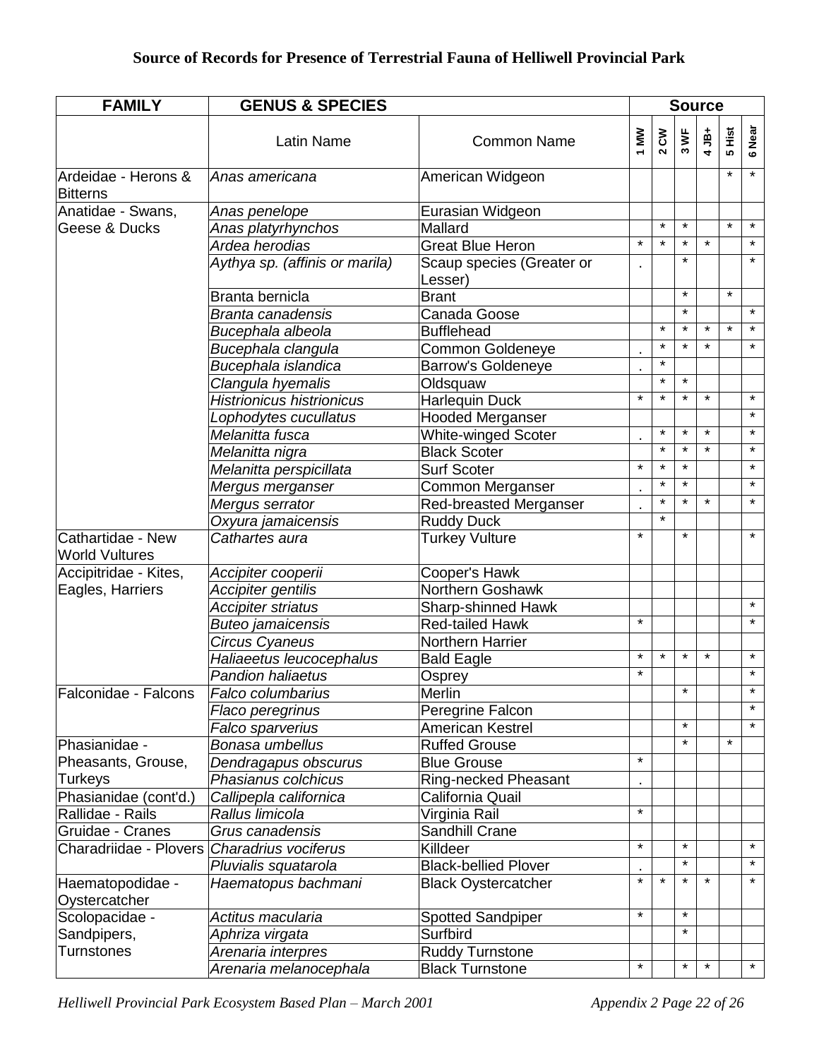## Source of Records for Presence of Terrestrial Fauna of Helliwell Provincial Park

| FAMILY | GENUS & SPECIES | | Source | | | | | |
|---|---|---|---|---|---|---|---|---|
| | Latin Name | Common Name | 1 MW | 2 CW | 3 WF | 4 JB+ | 5 Hist | 6 Near |
| Ardeidae - Herons & Bitterns | *Anas americana* | American Widgeon | | | | | * | * |
| Anatidae - Swans, Geese & Ducks | *Anas penelope* | Eurasian Widgeon | | | | | | |
| | *Anas platyrhynchos* | Mallard | | * | * | | * | * |
| | *Ardea herodias* | Great Blue Heron | * | * | * | * | | * |
| | *Aythya sp. (affinis or marila)* | Scaup species (Greater or Lesser) | . | | * | | | * |
| | Branta bernicla | Brant | | | * | | * | |
| | *Branta canadensis* | Canada Goose | | | * | | | * |
| | *Bucephala albeola* | Bufflehead | | * | * | * | * | * |
| | *Bucephala clangula* | Common Goldeneye | . | * | * | * | | * |
| | *Bucephala islandica* | Barrow's Goldeneye | . | * | | | | |
| | *Clangula hyemalis* | Oldsquaw | | * | * | | | |
| | *Histrionicus histrionicus* | Harlequin Duck | * | * | * | * | | * |
| | *Lophodytes cucullatus* | Hooded Merganser | | | | | | * |
| | *Melanitta fusca* | White-winged Scoter | . | * | * | * | | * |
| | *Melanitta nigra* | Black Scoter | | * | * | * | | * |
| | *Melanitta perspicillata* | Surf Scoter | * | * | * | | | * |
| | *Mergus merganser* | Common Merganser | . | * | * | | | * |
| | *Mergus serrator* | Red-breasted Merganser | . | * | * | * | | * |
| | *Oxyura jamaicensis* | Ruddy Duck | | * | | | | |
| Cathartidae - New World Vultures | *Cathartes aura* | Turkey Vulture | * | | * | | | * |
| Accipitridae - Kites, Eagles, Harriers | *Accipiter cooperii* | Cooper's Hawk | | | | | | |
| | *Accipiter gentilis* | Northern Goshawk | | | | | | |
| | *Accipiter striatus* | Sharp-shinned Hawk | | | | | | * |
| | *Buteo jamaicensis* | Red-tailed Hawk | * | | | | | * |
| | *Circus Cyaneus* | Northern Harrier | | | | | | |
| | *Haliaeetus leucocephalus* | Bald Eagle | * | * | * | * | | * |
| | *Pandion haliaetus* | Osprey | * | | | | | * |
| Falconidae - Falcons | *Falco columbarius* | Merlin | | | * | | | * |
| | *Flaco peregrinus* | Peregrine Falcon | | | | | | * |
| | *Falco sparverius* | American Kestrel | | | * | | | * |
| Phasianidae - Pheasants, Grouse, Turkeys | *Bonasa umbellus* | Ruffed Grouse | | | * | | * | |
| | *Dendragapus obscurus* | Blue Grouse | * | | | | | |
| | *Phasianus colchicus* | Ring-necked Pheasant | . | | | | | |
| Phasianidae (cont'd.) | *Callipepla californica* | California Quail | | | | | | |
| Rallidae - Rails | *Rallus limicola* | Virginia Rail | * | | | | | |
| Gruidae - Cranes | *Grus canadensis* | Sandhill Crane | | | | | | |
| Charadriidae - Plovers | *Charadrius vociferus* | Killdeer | * | | * | | | * |
| | *Pluvialis squatarola* | Black-bellied Plover | . | | * | | | * |
| Haematopodidae - Oystercatcher | *Haematopus bachmani* | Black Oystercatcher | * | * | * | * | | * |
| Scolopacidae - Sandpipers, Turnstones | *Actitus macularia* | Spotted Sandpiper | * | | * | | | |
| | *Aphriza virgata* | Surfbird | | | * | | | |
| | *Arenaria interpres* | Ruddy Turnstone | | | | | | |
| | *Arenaria melanocephala* | Black Turnstone | * | | * | * | | * |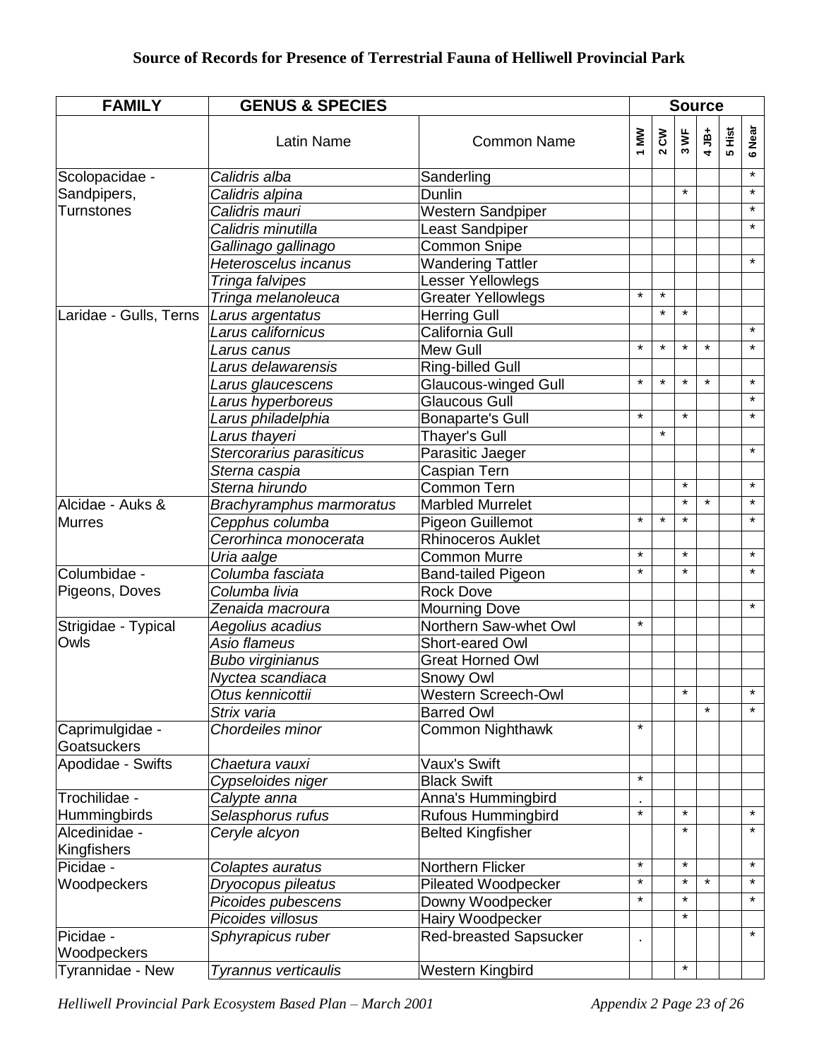# Source of Records for Presence of Terrestrial Fauna of Helliwell Provincial Park

| FAMILY | GENUS & SPECIES | | Source | | | | | |
|---|---|---|---|---|---|---|---|---|
| | Latin Name | Common Name | 1 MW | 2 CW | 3 WF | 4 JB+ | 5 Hist | 6 Near |
| Scolopacidae - Sandpipers, Turnstones | *Calidris alba* | Sanderling | | | | | | * |
| | *Calidris alpina* | Dunlin | | | * | | | * |
| | *Calidris mauri* | Western Sandpiper | | | | | | * |
| | *Calidris minutilla* | Least Sandpiper | | | | | | * |
| | *Gallinago gallinago* | Common Snipe | | | | | | |
| | *Heteroscelus incanus* | Wandering Tattler | | | | | | * |
| | *Tringa falvipes* | Lesser Yellowlegs | | | | | | |
| | *Tringa melanoleuca* | Greater Yellowlegs | * | * | | | | |
| Laridae - Gulls, Terns | *Larus argentatus* | Herring Gull | | * | * | | | |
| | *Larus californicus* | California Gull | | | | | | * |
| | *Larus canus* | Mew Gull | * | * | * | * | | * |
| | *Larus delawarensis* | Ring-billed Gull | | | | | | |
| | *Larus glaucescens* | Glaucous-winged Gull | * | * | * | * | | * |
| | *Larus hyperboreus* | Glaucous Gull | | | | | | * |
| | *Larus philadelphia* | Bonaparte's Gull | * | | * | | | * |
| | *Larus thayeri* | Thayer's Gull | | * | | | | |
| | *Stercorarius parasiticus* | Parasitic Jaeger | | | | | | * |
| | *Sterna caspia* | Caspian Tern | | | | | | |
| | *Sterna hirundo* | Common Tern | | | * | | | * |
| Alcidae - Auks & Murres | *Brachyramphus marmoratus* | Marbled Murrelet | | | * | * | | * |
| | *Cepphus columba* | Pigeon Guillemot | * | * | * | | | * |
| | *Cerorhinca monocerata* | Rhinoceros Auklet | | | | | | |
| | *Uria aalge* | Common Murre | * | | * | | | * |
| Columbidae - Pigeons, Doves | *Columba fasciata* | Band-tailed Pigeon | * | | * | | | * |
| | *Columba livia* | Rock Dove | | | | | | |
| | *Zenaida macroura* | Mourning Dove | | | | | | * |
| Strigidae - Typical Owls | *Aegolius acadius* | Northern Saw-whet Owl | * | | | | | |
| | *Asio flameus* | Short-eared Owl | | | | | | |
| | *Bubo virginianus* | Great Horned Owl | | | | | | |
| | *Nyctea scandiaca* | Snowy Owl | | | | | | |
| | *Otus kennicottii* | Western Screech-Owl | | | * | | | * |
| | *Strix varia* | Barred Owl | | | | * | | * |
| Caprimulgidae - Goatsuckers | *Chordeiles minor* | Common Nighthawk | * | | | | | |
| Apodidae - Swifts | *Chaetura vauxi* | Vaux's Swift | | | | | | |
| | *Cypseloides niger* | Black Swift | * | | | | | |
| Trochilidae - Hummingbirds | *Calypte anna* | Anna's Hummingbird | . | | | | | |
| | *Selasphorus rufus* | Rufous Hummingbird | * | | * | | | * |
| Alcedinidae - Kingfishers | *Ceryle alcyon* | Belted Kingfisher | | | * | | | * |
| Picidae - Woodpeckers | *Colaptes auratus* | Northern Flicker | * | | * | | | * |
| | *Dryocopus pileatus* | Pileated Woodpecker | * | | * | * | | * |
| | *Picoides pubescens* | Downy Woodpecker | * | | * | | | * |
| | *Picoides villosus* | Hairy Woodpecker | | | * | | | |
| Picidae - Woodpeckers | *Sphyrapicus ruber* | Red-breasted Sapsucker | . | | | | | * |
| Tyrannidae - New | *Tyrannus verticaulis* | Western Kingbird | | | * | | | |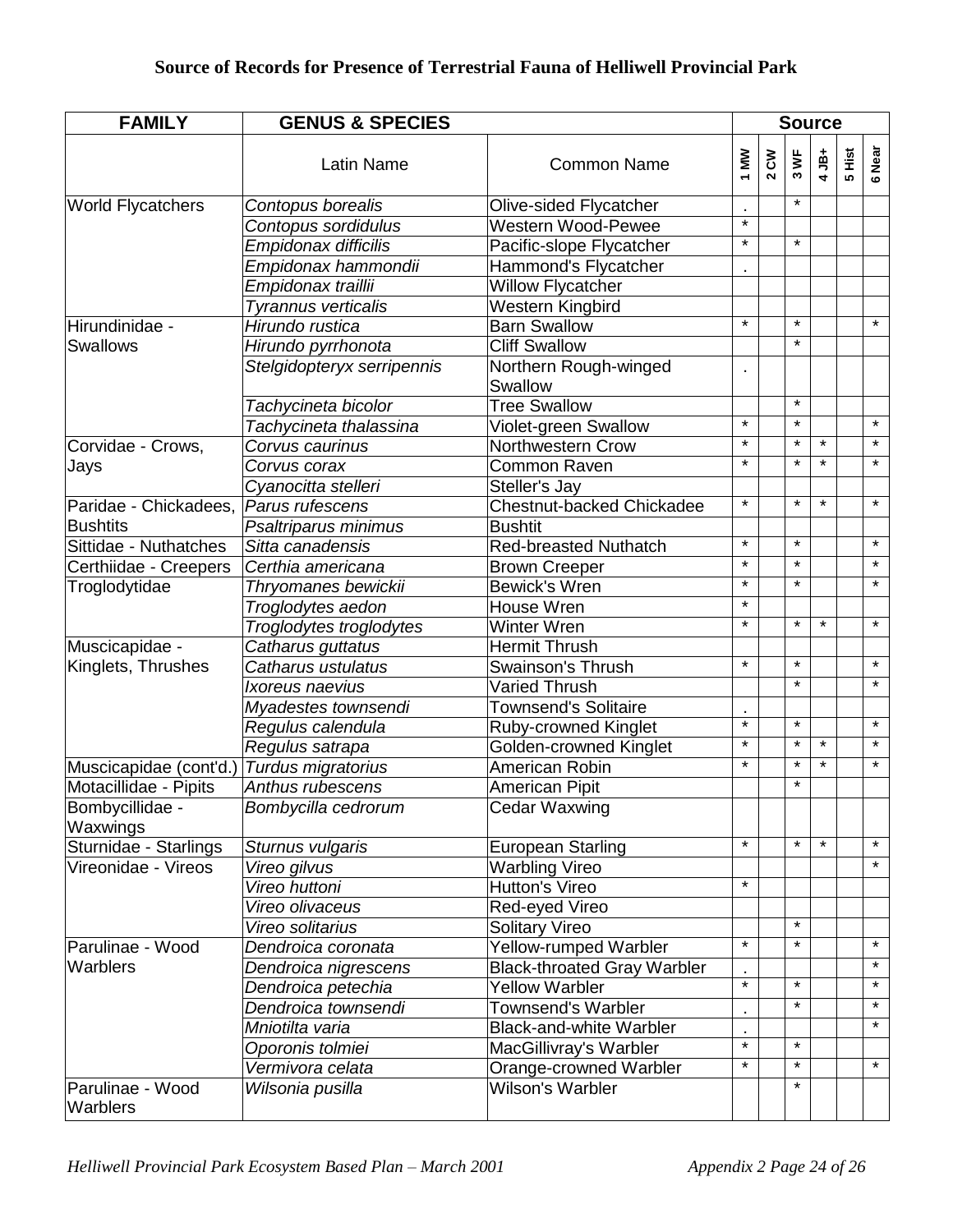# Source of Records for Presence of Terrestrial Fauna of Helliwell Provincial Park

| FAMILY | GENUS & SPECIES | | Source | | | | | |
|---|---|---|---|---|---|---|---|---|
| | Latin Name | Common Name | 1 MW | 2 CW | 3 WF | 4 JB+ | 5 Hist | 6 Near |
| World Flycatchers | *Contopus borealis* | Olive-sided Flycatcher | . | | * | | | |
| | *Contopus sordidulus* | Western Wood-Pewee | * | | | | | |
| | *Empidonax difficilis* | Pacific-slope Flycatcher | * | | * | | | |
| | *Empidonax hammondii* | Hammond's Flycatcher | . | | | | | |
| | *Empidonax traillii* | Willow Flycatcher | | | | | | |
| | *Tyrannus verticalis* | Western Kingbird | | | | | | |
| Hirundinidae - Swallows | *Hirundo rustica* | Barn Swallow | * | | * | | | * |
| | *Hirundo pyrrhonota* | Cliff Swallow | | | * | | | |
| | *Stelgidopteryx serripennis* | Northern Rough-winged Swallow | . | | | | | |
| | *Tachycineta bicolor* | Tree Swallow | | | * | | | |
| | *Tachycineta thalassina* | Violet-green Swallow | * | | * | | | * |
| Corvidae - Crows, Jays | *Corvus caurinus* | Northwestern Crow | * | | * | * | | * |
| | *Corvus corax* | Common Raven | * | | * | * | | * |
| | *Cyanocitta stelleri* | Steller's Jay | | | | | | |
| Paridae - Chickadees, Bushtits | *Parus rufescens* | Chestnut-backed Chickadee | * | | * | * | | * |
| | *Psaltriparus minimus* | Bushtit | | | | | | |
| Sittidae - Nuthatches | *Sitta canadensis* | Red-breasted Nuthatch | * | | * | | | * |
| Certhiidae - Creepers | *Certhia americana* | Brown Creeper | * | | * | | | * |
| Troglodytidae | *Thryomanes bewickii* | Bewick's Wren | * | | * | | | * |
| | *Troglodytes aedon* | House Wren | * | | | | | |
| | *Troglodytes troglodytes* | Winter Wren | * | | * | * | | * |
| Muscicapidae - Kinglets, Thrushes | *Catharus guttatus* | Hermit Thrush | | | | | | |
| | *Catharus ustulatus* | Swainson's Thrush | * | | * | | | * |
| | *Ixoreus naevius* | Varied Thrush | | | * | | | * |
| | *Myadestes townsendi* | Townsend's Solitaire | . | | | | | |
| | *Regulus calendula* | Ruby-crowned Kinglet | * | | * | | | * |
| | *Regulus satrapa* | Golden-crowned Kinglet | * | | * | * | | * |
| Muscicapidae (cont'd.) | *Turdus migratorius* | American Robin | * | | * | * | | * |
| Motacillidae - Pipits | *Anthus rubescens* | American Pipit | | | * | | | |
| Bombycillidae - Waxwings | *Bombycilla cedrorum* | Cedar Waxwing | | | | | | |
| Sturnidae - Starlings | *Sturnus vulgaris* | European Starling | * | | * | * | | * |
| Vireonidae - Vireos | *Vireo gilvus* | Warbling Vireo | | | | | | * |
| | *Vireo huttoni* | Hutton's Vireo | * | | | | | |
| | *Vireo olivaceus* | Red-eyed Vireo | | | | | | |
| | *Vireo solitarius* | Solitary Vireo | | | * | | | |
| Parulinae - Wood Warblers | *Dendroica coronata* | Yellow-rumped Warbler | * | | * | | | * |
| | *Dendroica nigrescens* | Black-throated Gray Warbler | . | | | | | * |
| | *Dendroica petechia* | Yellow Warbler | * | | * | | | * |
| | *Dendroica townsendi* | Townsend's Warbler | . | | * | | | * |
| | *Mniotilta varia* | Black-and-white Warbler | . | | | | | * |
| | *Oporonis tolmiei* | MacGillivray's Warbler | * | | * | | | |
| | *Vermivora celata* | Orange-crowned Warbler | * | | * | | | * |
| Parulinae - Wood Warblers | *Wilsonia pusilla* | Wilson's Warbler | | | * | | | |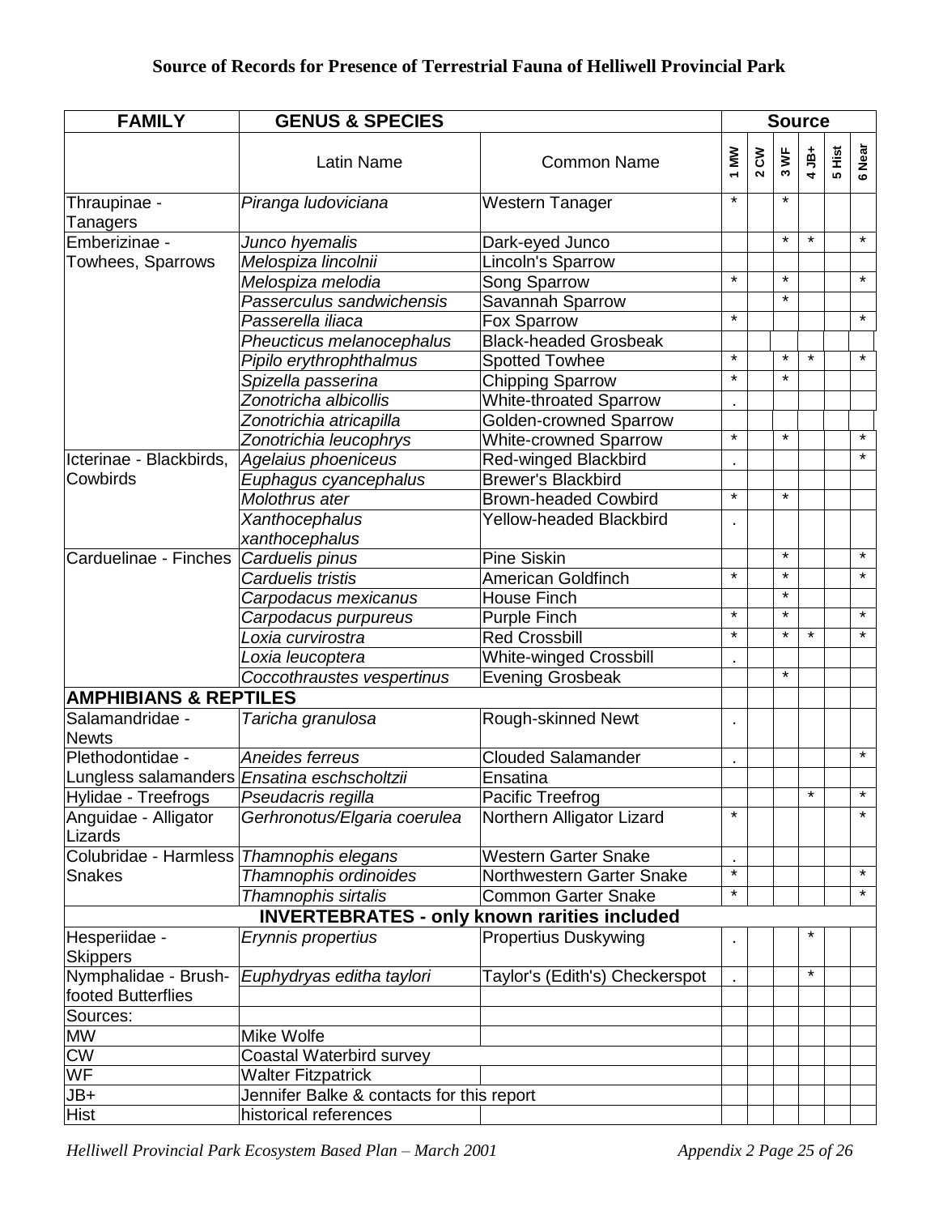**Source of Records for Presence of Terrestrial Fauna of Helliwell Provincial Park**

| FAMILY | GENUS & SPECIES | | Source | | | | | |
|---|---|---|---|---|---|---|---|---|
| | Latin Name | Common Name | 1 MW | 2 CW | 3 WF | 4 JB+ | 5 Hist | 6 Near |
| Thraupinae - Tanagers | *Piranga ludoviciana* | Western Tanager | * | | * | | | |
| Emberizinae - Towhees, Sparrows | *Junco hyemalis* | Dark-eyed Junco | | | * | * | | * |
| | *Melospiza lincolnii* | Lincoln's Sparrow | | | | | | |
| | *Melospiza melodia* | Song Sparrow | * | | * | | | * |
| | *Passerculus sandwichensis* | Savannah Sparrow | | | * | | | |
| | *Passerella iliaca* | Fox Sparrow | * | | | | | * |
| | *Pheucticus melanocephalus* | Black-headed Grosbeak | | | | | | |
| | *Pipilo erythrophthalmus* | Spotted Towhee | * | | * | * | | * |
| | *Spizella passerina* | Chipping Sparrow | * | | * | | | |
| | *Zonotricha albicollis* | White-throated Sparrow | . | | | | | |
| | *Zonotrichia atricapilla* | Golden-crowned Sparrow | | | | | | |
| | *Zonotrichia leucophrys* | White-crowned Sparrow | * | | * | | | * |
| Icterinae - Blackbirds, Cowbirds | *Agelaius phoeniceus* | Red-winged Blackbird | . | | | | | * |
| | *Euphagus cyancephalus* | Brewer's Blackbird | | | | | | |
| | *Molothrus ater* | Brown-headed Cowbird | * | | * | | | |
| | *Xanthocephalus xanthocephalus* | Yellow-headed Blackbird | . | | | | | |
| Carduelinae - Finches | *Carduelis pinus* | Pine Siskin | | | * | | | * |
| | *Carduelis tristis* | American Goldfinch | * | | * | | | * |
| | *Carpodacus mexicanus* | House Finch | | | * | | | |
| | *Carpodacus purpureus* | Purple Finch | * | | * | | | * |
| | *Loxia curvirostra* | Red Crossbill | * | | * | * | | * |
| | *Loxia leucoptera* | White-winged Crossbill | . | | | | | |
| | *Coccothraustes vespertinus* | Evening Grosbeak | | | * | | | |
| **AMPHIBIANS & REPTILES** | | | | | | | | |
| Salamandridae - Newts | *Taricha granulosa* | Rough-skinned Newt | . | | | | | |
| Plethodontidae - Lungless salamanders | *Aneides ferreus* | Clouded Salamander | . | | | | | * |
| | *Ensatina eschscholtzii* | Ensatina | | | | | | |
| Hylidae - Treefrogs | *Pseudacris regilla* | Pacific Treefrog | | | | * | | * |
| Anguidae - Alligator Lizards | *Gerhronotus/Elgaria coerulea* | Northern Alligator Lizard | * | | | | | * |
| Colubridae - Harmless Snakes | *Thamnophis elegans* | Western Garter Snake | . | | | | | |
| | *Thamnophis ordinoides* | Northwestern Garter Snake | * | | | | | * |
| | *Thamnophis sirtalis* | Common Garter Snake | * | | | | | * |
| **INVERTEBRATES - only known rarities included** | | | | | | | | |
| Hesperiidae - Skippers | *Erynnis propertius* | Propertius Duskywing | . | | | * | | |
| Nymphalidae - Brush-footed Butterflies | *Euphydryas editha taylori* | Taylor's (Edith's) Checkerspot | . | | | * | | |
| Sources: | | | | | | | | |
| MW | Mike Wolfe | | | | | | | |
| CW | Coastal Waterbird survey | | | | | | | |
| WF | Walter Fitzpatrick | | | | | | | |
| JB+ | Jennifer Balke & contacts for this report | | | | | | | |
| Hist | historical references | | | | | | | |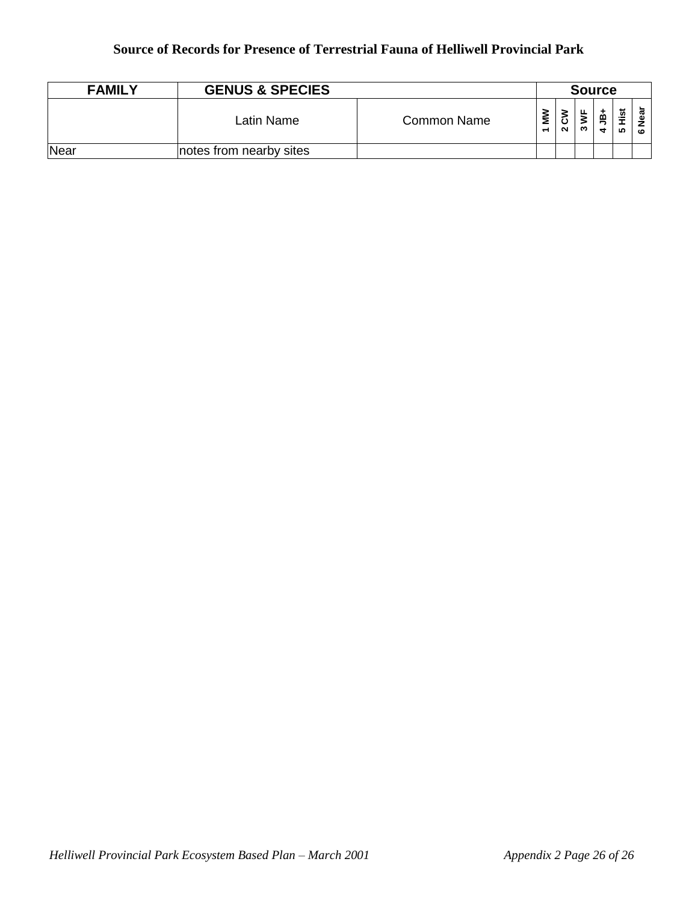## Source of Records for Presence of Terrestrial Fauna of Helliwell Provincial Park

| FAMILY | GENUS & SPECIES | | Source | | | | | |
|---|---|---|---|---|---|---|---|---|
| | Latin Name | Common Name | 1 MW | 2 CW | 3 WF | 4 JB+ | 5 Hist | 6 Near |
| Near | notes from nearby sites | | | | | | | |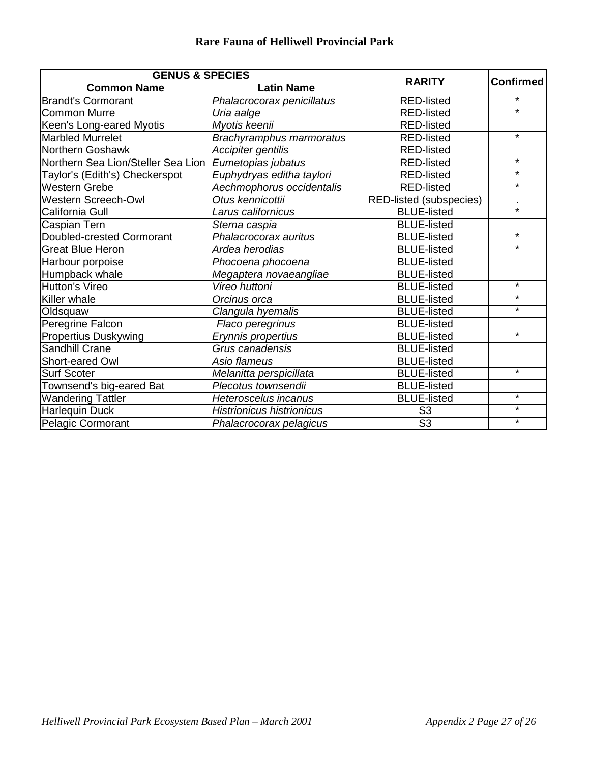## Rare Fauna of Helliwell Provincial Park

| GENUS & SPECIES | | RARITY | Confirmed |
|---|---|---|---|
| **Common Name** | **Latin Name** | | |
| Brandt's Cormorant | *Phalacrocorax penicillatus* | RED-listed | * |
| Common Murre | *Uria aalge* | RED-listed | * |
| Keen's Long-eared Myotis | *Myotis keenii* | RED-listed | |
| Marbled Murrelet | *Brachyramphus marmoratus* | RED-listed | * |
| Northern Goshawk | *Accipiter gentilis* | RED-listed | |
| Northern Sea Lion/Steller Sea Lion | *Eumetopias jubatus* | RED-listed | * |
| Taylor's (Edith's) Checkerspot | *Euphydryas editha taylori* | RED-listed | * |
| Western Grebe | *Aechmophorus occidentalis* | RED-listed | * |
| Western Screech-Owl | *Otus kennicottii* | RED-listed (subspecies) | . |
| California Gull | *Larus californicus* | BLUE-listed | * |
| Caspian Tern | *Sterna caspia* | BLUE-listed | |
| Doubled-crested Cormorant | *Phalacrocorax auritus* | BLUE-listed | * |
| Great Blue Heron | *Ardea herodias* | BLUE-listed | * |
| Harbour porpoise | *Phocoena phocoena* | BLUE-listed | |
| Humpback whale | *Megaptera novaeangliae* | BLUE-listed | |
| Hutton's Vireo | *Vireo huttoni* | BLUE-listed | * |
| Killer whale | *Orcinus orca* | BLUE-listed | * |
| Oldsquaw | *Clangula hyemalis* | BLUE-listed | * |
| Peregrine Falcon | *Flaco peregrinus* | BLUE-listed | |
| Propertius Duskywing | *Erynnis propertius* | BLUE-listed | * |
| Sandhill Crane | *Grus canadensis* | BLUE-listed | |
| Short-eared Owl | *Asio flameus* | BLUE-listed | |
| Surf Scoter | *Melanitta perspicillata* | BLUE-listed | * |
| Townsend's big-eared Bat | *Plecotus townsendii* | BLUE-listed | |
| Wandering Tattler | *Heteroscelus incanus* | BLUE-listed | * |
| Harlequin Duck | *Histrionicus histrionicus* | S3 | * |
| Pelagic Cormorant | *Phalacrocorax pelagicus* | S3 | * |